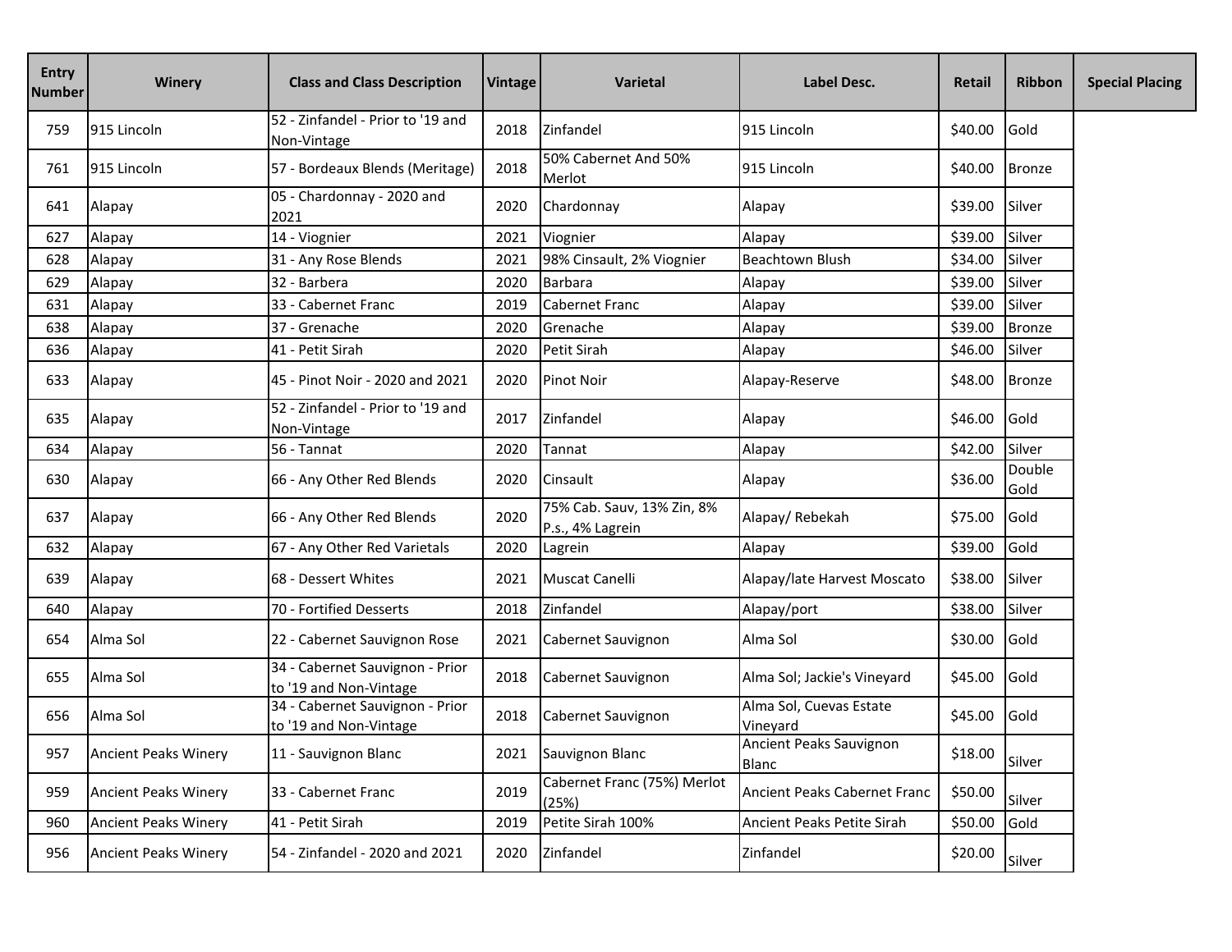| Entry Number | Winery | Class and Class Description | Vintage | Varietal | Label Desc. | Retail | Ribbon | Special Placing |
|---|---|---|---|---|---|---|---|---|
| 759 | 915 Lincoln | 52 - Zinfandel - Prior to '19 and Non-Vintage | 2018 | Zinfandel | 915 Lincoln | $40.00 | Gold | |
| 761 | 915 Lincoln | 57 - Bordeaux Blends (Meritage) | 2018 | 50% Cabernet And 50% Merlot | 915 Lincoln | $40.00 | Bronze | |
| 641 | Alapay | 05 - Chardonnay - 2020 and 2021 | 2020 | Chardonnay | Alapay | $39.00 | Silver | |
| 627 | Alapay | 14 - Viognier | 2021 | Viognier | Alapay | $39.00 | Silver | |
| 628 | Alapay | 31 - Any Rose Blends | 2021 | 98% Cinsault, 2% Viognier | Beachtown Blush | $34.00 | Silver | |
| 629 | Alapay | 32 - Barbera | 2020 | Barbera | Alapay | $39.00 | Silver | |
| 631 | Alapay | 33 - Cabernet Franc | 2019 | Cabernet Franc | Alapay | $39.00 | Silver | |
| 638 | Alapay | 37 - Grenache | 2020 | Grenache | Alapay | $39.00 | Bronze | |
| 636 | Alapay | 41 - Petit Sirah | 2020 | Petit Sirah | Alapay | $46.00 | Silver | |
| 633 | Alapay | 45 - Pinot Noir - 2020 and 2021 | 2020 | Pinot Noir | Alapay-Reserve | $48.00 | Bronze | |
| 635 | Alapay | 52 - Zinfandel - Prior to '19 and Non-Vintage | 2017 | Zinfandel | Alapay | $46.00 | Gold | |
| 634 | Alapay | 56 - Tannat | 2020 | Tannat | Alapay | $42.00 | Silver | |
| 630 | Alapay | 66 - Any Other Red Blends | 2020 | Cinsault | Alapay | $36.00 | Double Gold | |
| 637 | Alapay | 66 - Any Other Red Blends | 2020 | 75% Cab. Sauv, 13% Zin, 8% P.s., 4% Lagrein | Alapay/ Rebekah | $75.00 | Gold | |
| 632 | Alapay | 67 - Any Other Red Varietals | 2020 | Lagrein | Alapay | $39.00 | Gold | |
| 639 | Alapay | 68 - Dessert Whites | 2021 | Muscat Canelli | Alapay/late Harvest Moscato | $38.00 | Silver | |
| 640 | Alapay | 70 - Fortified Desserts | 2018 | Zinfandel | Alapay/port | $38.00 | Silver | |
| 654 | Alma Sol | 22 - Cabernet Sauvignon Rose | 2021 | Cabernet Sauvignon | Alma Sol | $30.00 | Gold | |
| 655 | Alma Sol | 34 - Cabernet Sauvignon - Prior to '19 and Non-Vintage | 2018 | Cabernet Sauvignon | Alma Sol; Jackie's Vineyard | $45.00 | Gold | |
| 656 | Alma Sol | 34 - Cabernet Sauvignon - Prior to '19 and Non-Vintage | 2018 | Cabernet Sauvignon | Alma Sol, Cuevas Estate Vineyard | $45.00 | Gold | |
| 957 | Ancient Peaks Winery | 11 - Sauvignon Blanc | 2021 | Sauvignon Blanc | Ancient Peaks Sauvignon Blanc | $18.00 | Silver | |
| 959 | Ancient Peaks Winery | 33 - Cabernet Franc | 2019 | Cabernet Franc (75%) Merlot (25%) | Ancient Peaks Cabernet Franc | $50.00 | Silver | |
| 960 | Ancient Peaks Winery | 41 - Petit Sirah | 2019 | Petite Sirah 100% | Ancient Peaks Petite Sirah | $50.00 | Gold | |
| 956 | Ancient Peaks Winery | 54 - Zinfandel - 2020 and 2021 | 2020 | Zinfandel | Zinfandel | $20.00 | Silver | |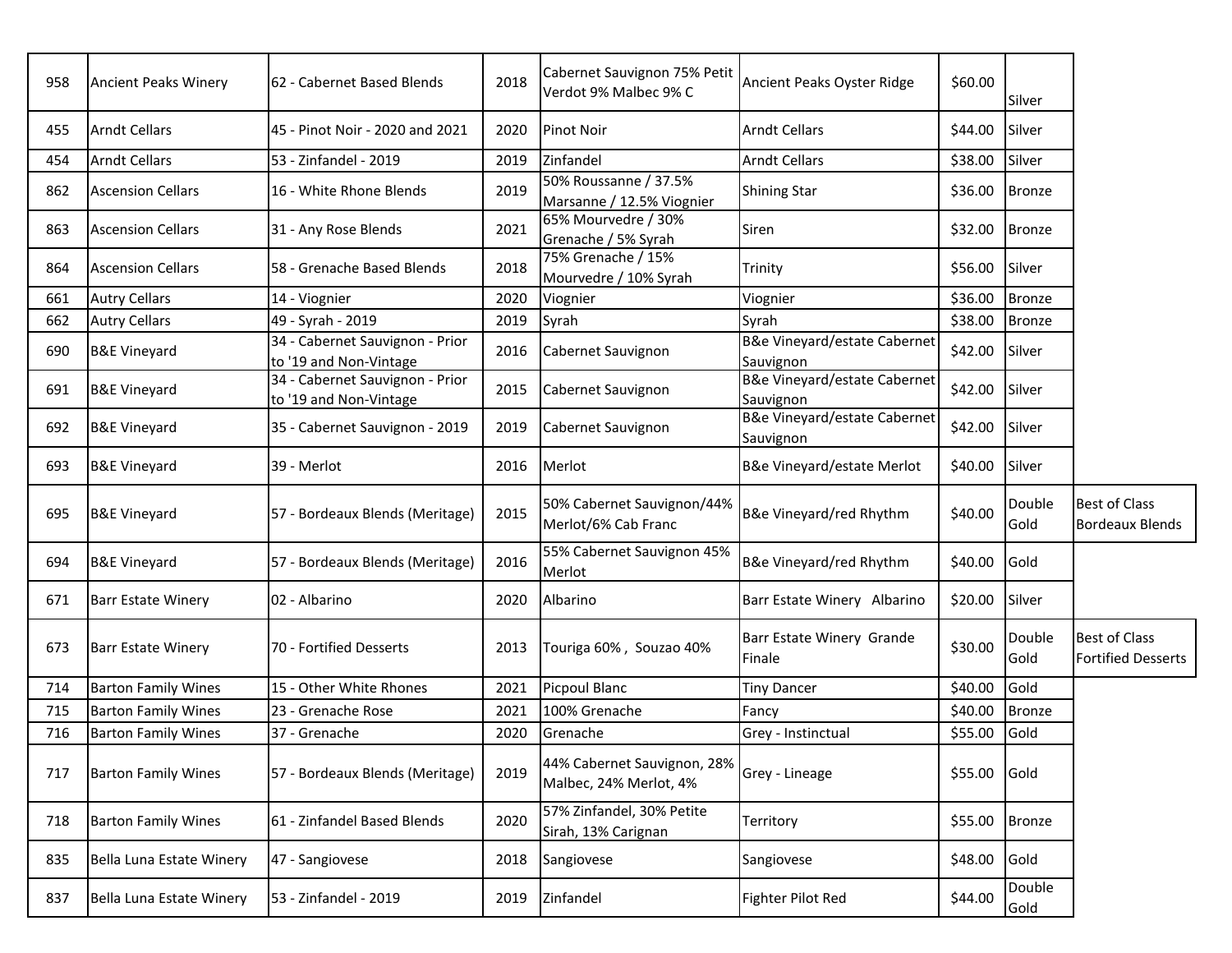| | | | | | | | | |
|---|---|---|---|---|---|---|---|---|
| 958 | Ancient Peaks Winery | 62 - Cabernet Based Blends | 2018 | Cabernet Sauvignon 75% Petit Verdot 9% Malbec 9% C | Ancient Peaks Oyster Ridge | $60.00 | Silver | |
| 455 | Arndt Cellars | 45 - Pinot Noir - 2020 and 2021 | 2020 | Pinot Noir | Arndt Cellars | $44.00 | Silver | |
| 454 | Arndt Cellars | 53 - Zinfandel - 2019 | 2019 | Zinfandel | Arndt Cellars | $38.00 | Silver | |
| 862 | Ascension Cellars | 16 - White Rhone Blends | 2019 | 50% Roussanne / 37.5% Marsanne / 12.5% Viognier | Shining Star | $36.00 | Bronze | |
| 863 | Ascension Cellars | 31 - Any Rose Blends | 2021 | 65% Mourvedre / 30% Grenache / 5% Syrah | Siren | $32.00 | Bronze | |
| 864 | Ascension Cellars | 58 - Grenache Based Blends | 2018 | 75% Grenache / 15% Mourvedre / 10% Syrah | Trinity | $56.00 | Silver | |
| 661 | Autry Cellars | 14 - Viognier | 2020 | Viognier | Viognier | $36.00 | Bronze | |
| 662 | Autry Cellars | 49 - Syrah - 2019 | 2019 | Syrah | Syrah | $38.00 | Bronze | |
| 690 | B&E Vineyard | 34 - Cabernet Sauvignon - Prior to '19 and Non-Vintage | 2016 | Cabernet Sauvignon | B&e Vineyard/estate Cabernet Sauvignon | $42.00 | Silver | |
| 691 | B&E Vineyard | 34 - Cabernet Sauvignon - Prior to '19 and Non-Vintage | 2015 | Cabernet Sauvignon | B&e Vineyard/estate Cabernet Sauvignon | $42.00 | Silver | |
| 692 | B&E Vineyard | 35 - Cabernet Sauvignon - 2019 | 2019 | Cabernet Sauvignon | B&e Vineyard/estate Cabernet Sauvignon | $42.00 | Silver | |
| 693 | B&E Vineyard | 39 - Merlot | 2016 | Merlot | B&e Vineyard/estate Merlot | $40.00 | Silver | |
| 695 | B&E Vineyard | 57 - Bordeaux Blends (Meritage) | 2015 | 50% Cabernet Sauvignon/44% Merlot/6% Cab Franc | B&e Vineyard/red Rhythm | $40.00 | Double Gold | Best of Class Bordeaux Blends |
| 694 | B&E Vineyard | 57 - Bordeaux Blends (Meritage) | 2016 | 55% Cabernet Sauvignon 45% Merlot | B&e Vineyard/red Rhythm | $40.00 | Gold | |
| 671 | Barr Estate Winery | 02 - Albarino | 2020 | Albarino | Barr Estate Winery Albarino | $20.00 | Silver | |
| 673 | Barr Estate Winery | 70 - Fortified Desserts | 2013 | Touriga 60% , Souzao 40% | Barr Estate Winery Grande Finale | $30.00 | Double Gold | Best of Class Fortified Desserts |
| 714 | Barton Family Wines | 15 - Other White Rhones | 2021 | Picpoul Blanc | Tiny Dancer | $40.00 | Gold | |
| 715 | Barton Family Wines | 23 - Grenache Rose | 2021 | 100% Grenache | Fancy | $40.00 | Bronze | |
| 716 | Barton Family Wines | 37 - Grenache | 2020 | Grenache | Grey - Instinctual | $55.00 | Gold | |
| 717 | Barton Family Wines | 57 - Bordeaux Blends (Meritage) | 2019 | 44% Cabernet Sauvignon, 28% Malbec, 24% Merlot, 4% | Grey - Lineage | $55.00 | Gold | |
| 718 | Barton Family Wines | 61 - Zinfandel Based Blends | 2020 | 57% Zinfandel, 30% Petite Sirah, 13% Carignan | Territory | $55.00 | Bronze | |
| 835 | Bella Luna Estate Winery | 47 - Sangiovese | 2018 | Sangiovese | Sangiovese | $48.00 | Gold | |
| 837 | Bella Luna Estate Winery | 53 - Zinfandel - 2019 | 2019 | Zinfandel | Fighter Pilot Red | $44.00 | Double Gold | |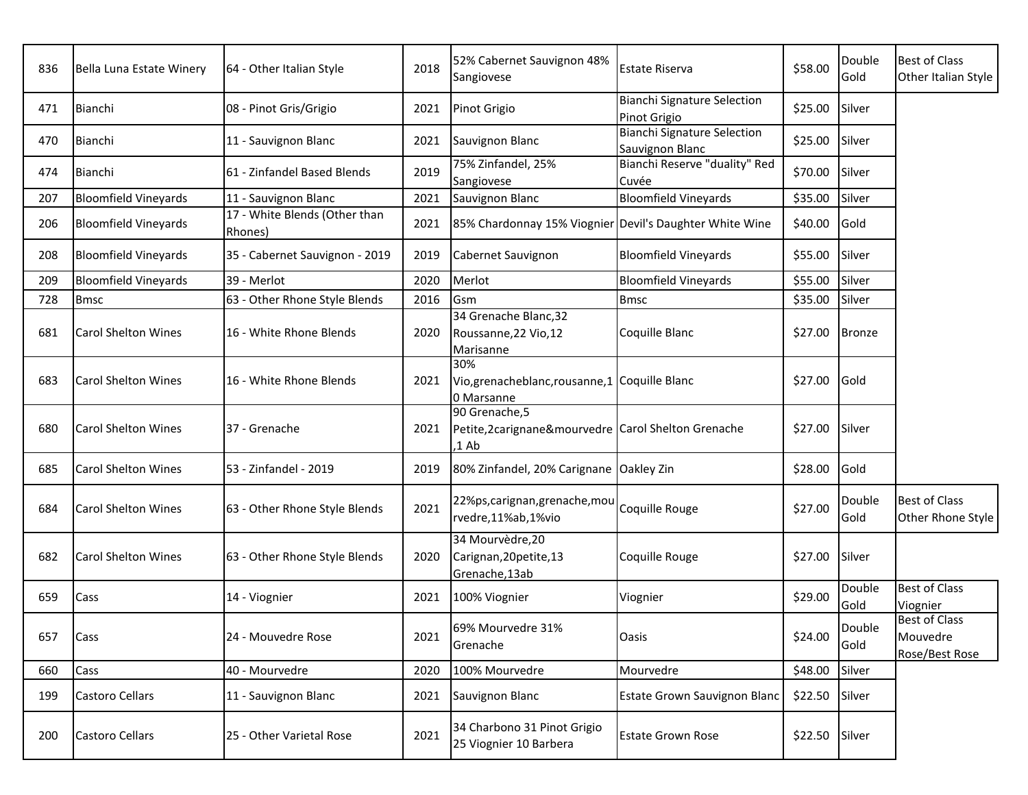| | | | | | | | | |
|---|---|---|---|---|---|---|---|---|
| 836 | Bella Luna Estate Winery | 64 - Other Italian Style | 2018 | 52% Cabernet Sauvignon 48% Sangiovese | Estate Riserva | $58.00 | Double Gold | Best of Class Other Italian Style |
| 471 | Bianchi | 08 - Pinot Gris/Grigio | 2021 | Pinot Grigio | Bianchi Signature Selection Pinot Grigio | $25.00 | Silver | |
| 470 | Bianchi | 11 - Sauvignon Blanc | 2021 | Sauvignon Blanc | Bianchi Signature Selection Sauvignon Blanc | $25.00 | Silver | |
| 474 | Bianchi | 61 - Zinfandel Based Blends | 2019 | 75% Zinfandel, 25% Sangiovese | Bianchi Reserve "duality" Red Cuvée | $70.00 | Silver | |
| 207 | Bloomfield Vineyards | 11 - Sauvignon Blanc | 2021 | Sauvignon Blanc | Bloomfield Vineyards | $35.00 | Silver | |
| 206 | Bloomfield Vineyards | 17 - White Blends (Other than Rhones) | 2021 | 85% Chardonnay 15% Viognier | Devil's Daughter White Wine | $40.00 | Gold | |
| 208 | Bloomfield Vineyards | 35 - Cabernet Sauvignon - 2019 | 2019 | Cabernet Sauvignon | Bloomfield Vineyards | $55.00 | Silver | |
| 209 | Bloomfield Vineyards | 39 - Merlot | 2020 | Merlot | Bloomfield Vineyards | $55.00 | Silver | |
| 728 | Bmsc | 63 - Other Rhone Style Blends | 2016 | Gsm | Bmsc | $35.00 | Silver | |
| 681 | Carol Shelton Wines | 16 - White Rhone Blends | 2020 | 34 Grenache Blanc,32 Roussanne,22 Vio,12 Marisanne | Coquille Blanc | $27.00 | Bronze | |
| 683 | Carol Shelton Wines | 16 - White Rhone Blends | 2021 | 30% Vio,grenacheblanc,rousanne,10 Marsanne | Coquille Blanc | $27.00 | Gold | |
| 680 | Carol Shelton Wines | 37 - Grenache | 2021 | 90 Grenache,5 Petite,2carignane&mourvedre,1 Ab | Carol Shelton Grenache | $27.00 | Silver | |
| 685 | Carol Shelton Wines | 53 - Zinfandel - 2019 | 2019 | 80% Zinfandel, 20% Carignane | Oakley Zin | $28.00 | Gold | |
| 684 | Carol Shelton Wines | 63 - Other Rhone Style Blends | 2021 | 22%ps,carignan,grenache,mourvedre,11%ab,1%vio | Coquille Rouge | $27.00 | Double Gold | Best of Class Other Rhone Style |
| 682 | Carol Shelton Wines | 63 - Other Rhone Style Blends | 2020 | 34 Mourvèdre,20 Carignan,20petite,13 Grenache,13ab | Coquille Rouge | $27.00 | Silver | |
| 659 | Cass | 14 - Viognier | 2021 | 100% Viognier | Viognier | $29.00 | Double Gold | Best of Class Viognier |
| 657 | Cass | 24 - Mouvedre Rose | 2021 | 69% Mourvedre 31% Grenache | Oasis | $24.00 | Double Gold | Best of Class Mouvedre Rose/Best Rose |
| 660 | Cass | 40 - Mourvedre | 2020 | 100% Mourvedre | Mourvedre | $48.00 | Silver | |
| 199 | Castoro Cellars | 11 - Sauvignon Blanc | 2021 | Sauvignon Blanc | Estate Grown Sauvignon Blanc | $22.50 | Silver | |
| 200 | Castoro Cellars | 25 - Other Varietal Rose | 2021 | 34 Charbono 31 Pinot Grigio 25 Viognier 10 Barbera | Estate Grown Rose | $22.50 | Silver | |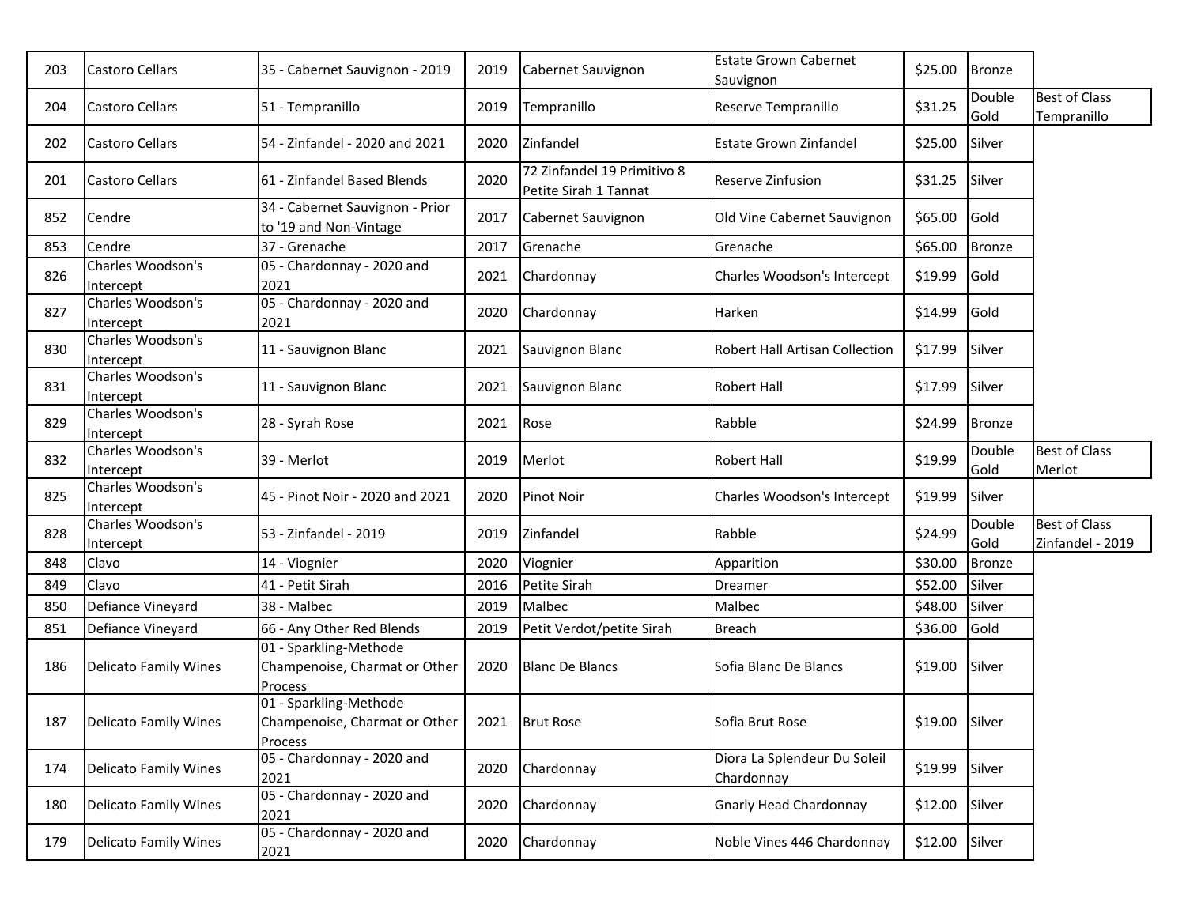| | | | | | | | | |
|---|---|---|---|---|---|---|---|---|
| 203 | Castoro Cellars | 35 - Cabernet Sauvignon - 2019 | 2019 | Cabernet Sauvignon | Estate Grown Cabernet Sauvignon | $25.00 | Bronze | |
| 204 | Castoro Cellars | 51 - Tempranillo | 2019 | Tempranillo | Reserve Tempranillo | $31.25 | Double Gold | Best of Class Tempranillo |
| 202 | Castoro Cellars | 54 - Zinfandel - 2020 and 2021 | 2020 | Zinfandel | Estate Grown Zinfandel | $25.00 | Silver | |
| 201 | Castoro Cellars | 61 - Zinfandel Based Blends | 2020 | 72 Zinfandel 19 Primitivo 8 Petite Sirah 1 Tannat | Reserve Zinfusion | $31.25 | Silver | |
| 852 | Cendre | 34 - Cabernet Sauvignon - Prior to '19 and Non-Vintage | 2017 | Cabernet Sauvignon | Old Vine Cabernet Sauvignon | $65.00 | Gold | |
| 853 | Cendre | 37 - Grenache | 2017 | Grenache | Grenache | $65.00 | Bronze | |
| 826 | Charles Woodson's Intercept | 05 - Chardonnay - 2020 and 2021 | 2021 | Chardonnay | Charles Woodson's Intercept | $19.99 | Gold | |
| 827 | Charles Woodson's Intercept | 05 - Chardonnay - 2020 and 2021 | 2020 | Chardonnay | Harken | $14.99 | Gold | |
| 830 | Charles Woodson's Intercept | 11 - Sauvignon Blanc | 2021 | Sauvignon Blanc | Robert Hall Artisan Collection | $17.99 | Silver | |
| 831 | Charles Woodson's Intercept | 11 - Sauvignon Blanc | 2021 | Sauvignon Blanc | Robert Hall | $17.99 | Silver | |
| 829 | Charles Woodson's Intercept | 28 - Syrah Rose | 2021 | Rose | Rabble | $24.99 | Bronze | |
| 832 | Charles Woodson's Intercept | 39 - Merlot | 2019 | Merlot | Robert Hall | $19.99 | Double Gold | Best of Class Merlot |
| 825 | Charles Woodson's Intercept | 45 - Pinot Noir - 2020 and 2021 | 2020 | Pinot Noir | Charles Woodson's Intercept | $19.99 | Silver | |
| 828 | Charles Woodson's Intercept | 53 - Zinfandel - 2019 | 2019 | Zinfandel | Rabble | $24.99 | Double Gold | Best of Class Zinfandel - 2019 |
| 848 | Clavo | 14 - Viognier | 2020 | Viognier | Apparition | $30.00 | Bronze | |
| 849 | Clavo | 41 - Petit Sirah | 2016 | Petite Sirah | Dreamer | $52.00 | Silver | |
| 850 | Defiance Vineyard | 38 - Malbec | 2019 | Malbec | Malbec | $48.00 | Silver | |
| 851 | Defiance Vineyard | 66 - Any Other Red Blends | 2019 | Petit Verdot/petite Sirah | Breach | $36.00 | Gold | |
| 186 | Delicato Family Wines | 01 - Sparkling-Methode Champenoise, Charmat or Other Process | 2020 | Blanc De Blancs | Sofia Blanc De Blancs | $19.00 | Silver | |
| 187 | Delicato Family Wines | 01 - Sparkling-Methode Champenoise, Charmat or Other Process | 2021 | Brut Rose | Sofia Brut Rose | $19.00 | Silver | |
| 174 | Delicato Family Wines | 05 - Chardonnay - 2020 and 2021 | 2020 | Chardonnay | Diora La Splendeur Du Soleil Chardonnay | $19.99 | Silver | |
| 180 | Delicato Family Wines | 05 - Chardonnay - 2020 and 2021 | 2020 | Chardonnay | Gnarly Head Chardonnay | $12.00 | Silver | |
| 179 | Delicato Family Wines | 05 - Chardonnay - 2020 and 2021 | 2020 | Chardonnay | Noble Vines 446 Chardonnay | $12.00 | Silver | |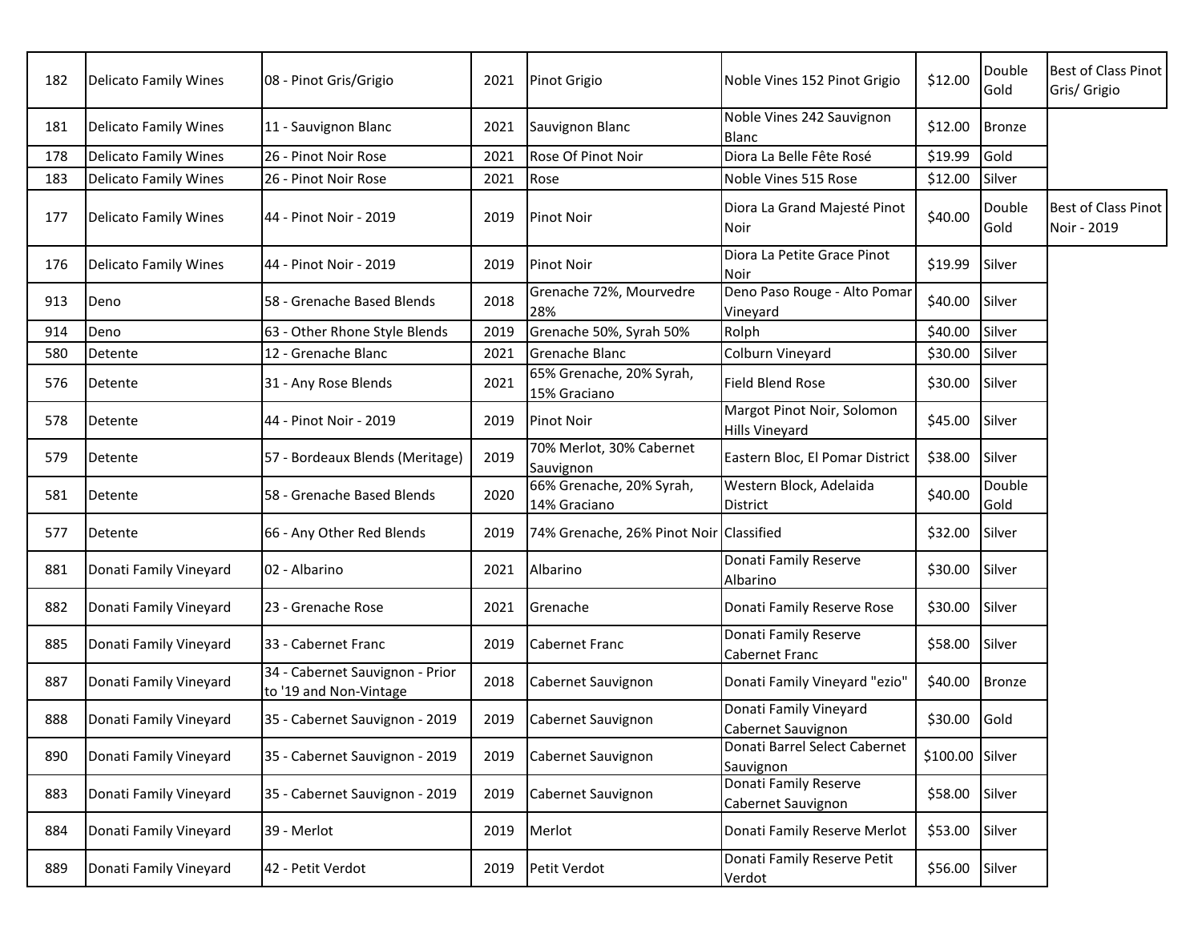| | | | | | | | | |
|---|---|---|---|---|---|---|---|---|
| 182 | Delicato Family Wines | 08 - Pinot Gris/Grigio | 2021 | Pinot Grigio | Noble Vines 152 Pinot Grigio | $12.00 | Double Gold | Best of Class Pinot Gris/ Grigio |
| 181 | Delicato Family Wines | 11 - Sauvignon Blanc | 2021 | Sauvignon Blanc | Noble Vines 242 Sauvignon Blanc | $12.00 | Bronze | |
| 178 | Delicato Family Wines | 26 - Pinot Noir Rose | 2021 | Rose Of Pinot Noir | Diora La Belle Fête Rosé | $19.99 | Gold | |
| 183 | Delicato Family Wines | 26 - Pinot Noir Rose | 2021 | Rose | Noble Vines 515 Rose | $12.00 | Silver | |
| 177 | Delicato Family Wines | 44 - Pinot Noir - 2019 | 2019 | Pinot Noir | Diora La Grand Majesté Pinot Noir | $40.00 | Double Gold | Best of Class Pinot Noir - 2019 |
| 176 | Delicato Family Wines | 44 - Pinot Noir - 2019 | 2019 | Pinot Noir | Diora La Petite Grace Pinot Noir | $19.99 | Silver | |
| 913 | Deno | 58 - Grenache Based Blends | 2018 | Grenache 72%, Mourvedre 28% | Deno Paso Rouge - Alto Pomar Vineyard | $40.00 | Silver | |
| 914 | Deno | 63 - Other Rhone Style Blends | 2019 | Grenache 50%, Syrah 50% | Rolph | $40.00 | Silver | |
| 580 | Detente | 12 - Grenache Blanc | 2021 | Grenache Blanc | Colburn Vineyard | $30.00 | Silver | |
| 576 | Detente | 31 - Any Rose Blends | 2021 | 65% Grenache, 20% Syrah, 15% Graciano | Field Blend Rose | $30.00 | Silver | |
| 578 | Detente | 44 - Pinot Noir - 2019 | 2019 | Pinot Noir | Margot Pinot Noir, Solomon Hills Vineyard | $45.00 | Silver | |
| 579 | Detente | 57 - Bordeaux Blends (Meritage) | 2019 | 70% Merlot, 30% Cabernet Sauvignon | Eastern Bloc, El Pomar District | $38.00 | Silver | |
| 581 | Detente | 58 - Grenache Based Blends | 2020 | 66% Grenache, 20% Syrah, 14% Graciano | Western Block, Adelaida District | $40.00 | Double Gold | |
| 577 | Detente | 66 - Any Other Red Blends | 2019 | 74% Grenache, 26% Pinot Noir | Classified | $32.00 | Silver | |
| 881 | Donati Family Vineyard | 02 - Albarino | 2021 | Albarino | Donati Family Reserve Albarino | $30.00 | Silver | |
| 882 | Donati Family Vineyard | 23 - Grenache Rose | 2021 | Grenache | Donati Family Reserve Rose | $30.00 | Silver | |
| 885 | Donati Family Vineyard | 33 - Cabernet Franc | 2019 | Cabernet Franc | Donati Family Reserve Cabernet Franc | $58.00 | Silver | |
| 887 | Donati Family Vineyard | 34 - Cabernet Sauvignon - Prior to '19 and Non-Vintage | 2018 | Cabernet Sauvignon | Donati Family Vineyard "ezio" | $40.00 | Bronze | |
| 888 | Donati Family Vineyard | 35 - Cabernet Sauvignon - 2019 | 2019 | Cabernet Sauvignon | Donati Family Vineyard Cabernet Sauvignon | $30.00 | Gold | |
| 890 | Donati Family Vineyard | 35 - Cabernet Sauvignon - 2019 | 2019 | Cabernet Sauvignon | Donati Barrel Select Cabernet Sauvignon | $100.00 | Silver | |
| 883 | Donati Family Vineyard | 35 - Cabernet Sauvignon - 2019 | 2019 | Cabernet Sauvignon | Donati Family Reserve Cabernet Sauvignon | $58.00 | Silver | |
| 884 | Donati Family Vineyard | 39 - Merlot | 2019 | Merlot | Donati Family Reserve Merlot | $53.00 | Silver | |
| 889 | Donati Family Vineyard | 42 - Petit Verdot | 2019 | Petit Verdot | Donati Family Reserve Petit Verdot | $56.00 | Silver | |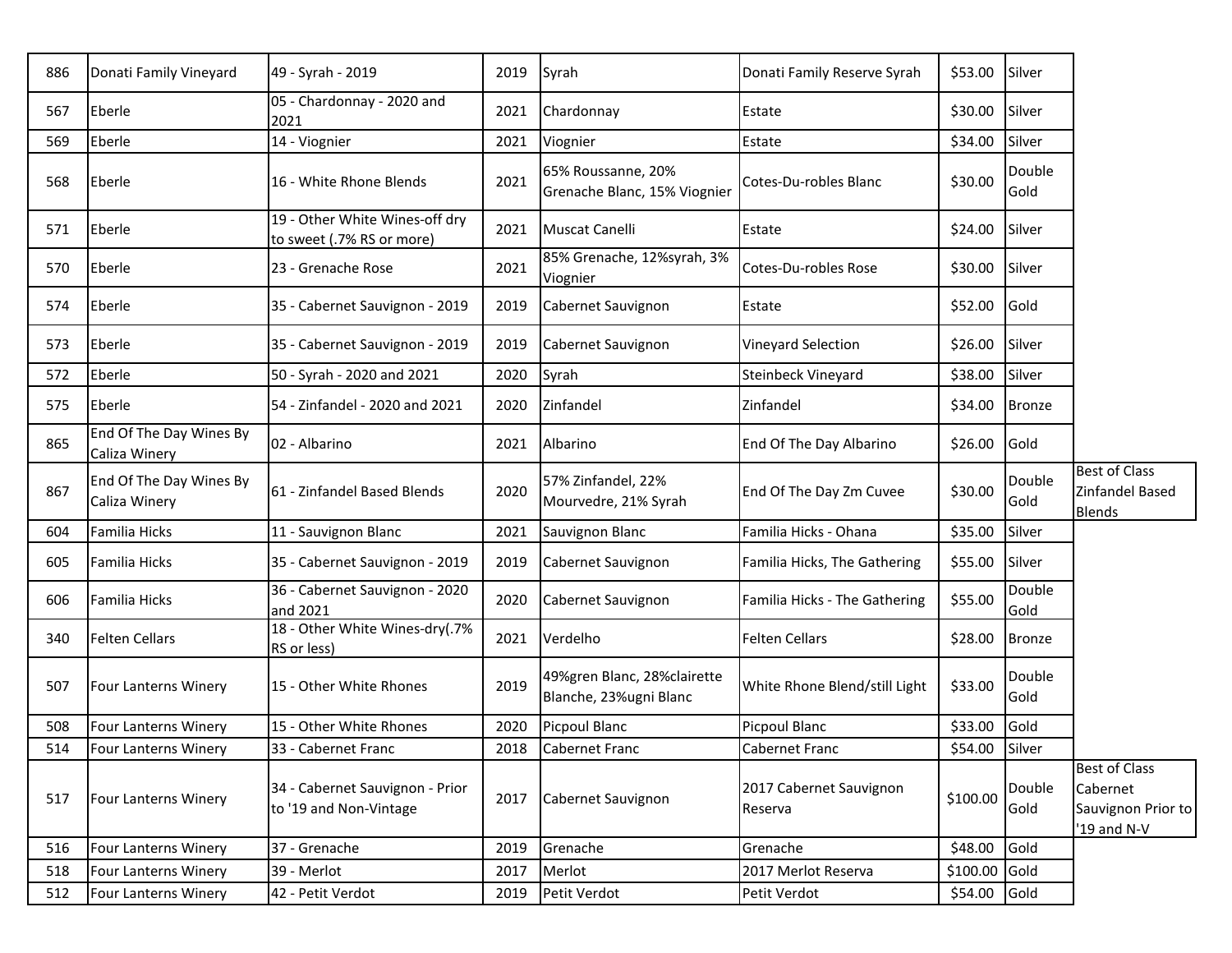| | | | | | | | | |
|---|---|---|---|---|---|---|---|---|
| 886 | Donati Family Vineyard | 49 - Syrah - 2019 | 2019 | Syrah | Donati Family Reserve Syrah | $53.00 | Silver | |
| 567 | Eberle | 05 - Chardonnay - 2020 and 2021 | 2021 | Chardonnay | Estate | $30.00 | Silver | |
| 569 | Eberle | 14 - Viognier | 2021 | Viognier | Estate | $34.00 | Silver | |
| 568 | Eberle | 16 - White Rhone Blends | 2021 | 65% Roussanne, 20% Grenache Blanc, 15% Viognier | Cotes-Du-robles Blanc | $30.00 | Double Gold | |
| 571 | Eberle | 19 - Other White Wines-off dry to sweet (.7% RS or more) | 2021 | Muscat Canelli | Estate | $24.00 | Silver | |
| 570 | Eberle | 23 - Grenache Rose | 2021 | 85% Grenache, 12%syrah, 3% Viognier | Cotes-Du-robles Rose | $30.00 | Silver | |
| 574 | Eberle | 35 - Cabernet Sauvignon - 2019 | 2019 | Cabernet Sauvignon | Estate | $52.00 | Gold | |
| 573 | Eberle | 35 - Cabernet Sauvignon - 2019 | 2019 | Cabernet Sauvignon | Vineyard Selection | $26.00 | Silver | |
| 572 | Eberle | 50 - Syrah - 2020 and 2021 | 2020 | Syrah | Steinbeck Vineyard | $38.00 | Silver | |
| 575 | Eberle | 54 - Zinfandel - 2020 and 2021 | 2020 | Zinfandel | Zinfandel | $34.00 | Bronze | |
| 865 | End Of The Day Wines By Caliza Winery | 02 - Albarino | 2021 | Albarino | End Of The Day Albarino | $26.00 | Gold | |
| 867 | End Of The Day Wines By Caliza Winery | 61 - Zinfandel Based Blends | 2020 | 57% Zinfandel, 22% Mourvedre, 21% Syrah | End Of The Day Zm Cuvee | $30.00 | Double Gold | Best of Class Zinfandel Based Blends |
| 604 | Familia Hicks | 11 - Sauvignon Blanc | 2021 | Sauvignon Blanc | Familia Hicks - Ohana | $35.00 | Silver | |
| 605 | Familia Hicks | 35 - Cabernet Sauvignon - 2019 | 2019 | Cabernet Sauvignon | Familia Hicks, The Gathering | $55.00 | Silver | |
| 606 | Familia Hicks | 36 - Cabernet Sauvignon - 2020 and 2021 | 2020 | Cabernet Sauvignon | Familia Hicks - The Gathering | $55.00 | Double Gold | |
| 340 | Felten Cellars | 18 - Other White Wines-dry(.7% RS or less) | 2021 | Verdelho | Felten Cellars | $28.00 | Bronze | |
| 507 | Four Lanterns Winery | 15 - Other White Rhones | 2019 | 49%gren Blanc, 28%clairette Blanche, 23%ugni Blanc | White Rhone Blend/still Light | $33.00 | Double Gold | |
| 508 | Four Lanterns Winery | 15 - Other White Rhones | 2020 | Picpoul Blanc | Picpoul Blanc | $33.00 | Gold | |
| 514 | Four Lanterns Winery | 33 - Cabernet Franc | 2018 | Cabernet Franc | Cabernet Franc | $54.00 | Silver | |
| 517 | Four Lanterns Winery | 34 - Cabernet Sauvignon - Prior to '19 and Non-Vintage | 2017 | Cabernet Sauvignon | 2017 Cabernet Sauvignon Reserva | $100.00 | Double Gold | Best of Class Cabernet Sauvignon Prior to '19 and N-V |
| 516 | Four Lanterns Winery | 37 - Grenache | 2019 | Grenache | Grenache | $48.00 | Gold | |
| 518 | Four Lanterns Winery | 39 - Merlot | 2017 | Merlot | 2017 Merlot Reserva | $100.00 | Gold | |
| 512 | Four Lanterns Winery | 42 - Petit Verdot | 2019 | Petit Verdot | Petit Verdot | $54.00 | Gold | |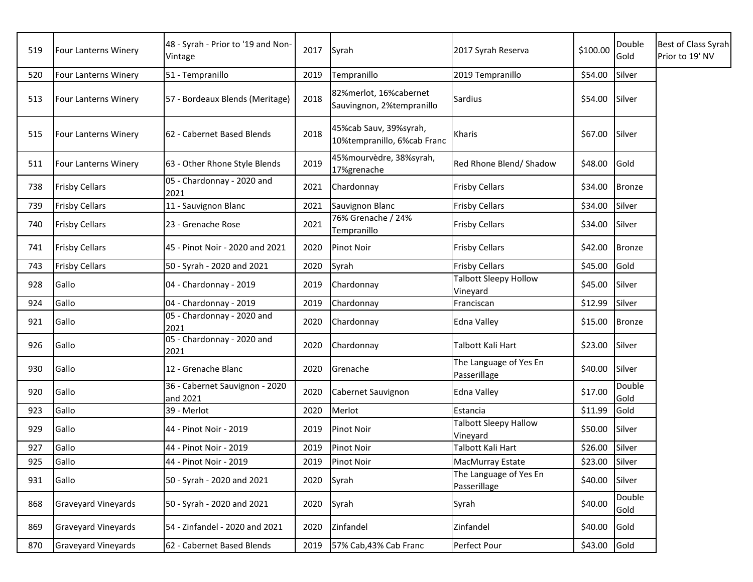| | | | | | | | | |
|---|---|---|---|---|---|---|---|---|
| 519 | Four Lanterns Winery | 48 - Syrah - Prior to '19 and Non-Vintage | 2017 | Syrah | 2017 Syrah Reserva | $100.00 | Double Gold | Best of Class Syrah Prior to 19' NV |
| 520 | Four Lanterns Winery | 51 - Tempranillo | 2019 | Tempranillo | 2019 Tempranillo | $54.00 | Silver | |
| 513 | Four Lanterns Winery | 57 - Bordeaux Blends (Meritage) | 2018 | 82%merlot, 16%cabernet Sauvingnon, 2%tempranillo | Sardius | $54.00 | Silver | |
| 515 | Four Lanterns Winery | 62 - Cabernet Based Blends | 2018 | 45%cab Sauv, 39%syrah, 10%tempranillo, 6%cab Franc | Kharis | $67.00 | Silver | |
| 511 | Four Lanterns Winery | 63 - Other Rhone Style Blends | 2019 | 45%mourvèdre, 38%syrah, 17%grenache | Red Rhone Blend/ Shadow | $48.00 | Gold | |
| 738 | Frisby Cellars | 05 - Chardonnay - 2020 and 2021 | 2021 | Chardonnay | Frisby Cellars | $34.00 | Bronze | |
| 739 | Frisby Cellars | 11 - Sauvignon Blanc | 2021 | Sauvignon Blanc | Frisby Cellars | $34.00 | Silver | |
| 740 | Frisby Cellars | 23 - Grenache Rose | 2021 | 76% Grenache / 24% Tempranillo | Frisby Cellars | $34.00 | Silver | |
| 741 | Frisby Cellars | 45 - Pinot Noir - 2020 and 2021 | 2020 | Pinot Noir | Frisby Cellars | $42.00 | Bronze | |
| 743 | Frisby Cellars | 50 - Syrah - 2020 and 2021 | 2020 | Syrah | Frisby Cellars | $45.00 | Gold | |
| 928 | Gallo | 04 - Chardonnay - 2019 | 2019 | Chardonnay | Talbott Sleepy Hollow Vineyard | $45.00 | Silver | |
| 924 | Gallo | 04 - Chardonnay - 2019 | 2019 | Chardonnay | Franciscan | $12.99 | Silver | |
| 921 | Gallo | 05 - Chardonnay - 2020 and 2021 | 2020 | Chardonnay | Edna Valley | $15.00 | Bronze | |
| 926 | Gallo | 05 - Chardonnay - 2020 and 2021 | 2020 | Chardonnay | Talbott Kali Hart | $23.00 | Silver | |
| 930 | Gallo | 12 - Grenache Blanc | 2020 | Grenache | The Language of Yes En Passerillage | $40.00 | Silver | |
| 920 | Gallo | 36 - Cabernet Sauvignon - 2020 and 2021 | 2020 | Cabernet Sauvignon | Edna Valley | $17.00 | Double Gold | |
| 923 | Gallo | 39 - Merlot | 2020 | Merlot | Estancia | $11.99 | Gold | |
| 929 | Gallo | 44 - Pinot Noir - 2019 | 2019 | Pinot Noir | Talbott Sleepy Hallow Vineyard | $50.00 | Silver | |
| 927 | Gallo | 44 - Pinot Noir - 2019 | 2019 | Pinot Noir | Talbott Kali Hart | $26.00 | Silver | |
| 925 | Gallo | 44 - Pinot Noir - 2019 | 2019 | Pinot Noir | MacMurray Estate | $23.00 | Silver | |
| 931 | Gallo | 50 - Syrah - 2020 and 2021 | 2020 | Syrah | The Language of Yes En Passerillage | $40.00 | Silver | |
| 868 | Graveyard Vineyards | 50 - Syrah - 2020 and 2021 | 2020 | Syrah | Syrah | $40.00 | Double Gold | |
| 869 | Graveyard Vineyards | 54 - Zinfandel - 2020 and 2021 | 2020 | Zinfandel | Zinfandel | $40.00 | Gold | |
| 870 | Graveyard Vineyards | 62 - Cabernet Based Blends | 2019 | 57% Cab,43% Cab Franc | Perfect Pour | $43.00 | Gold | |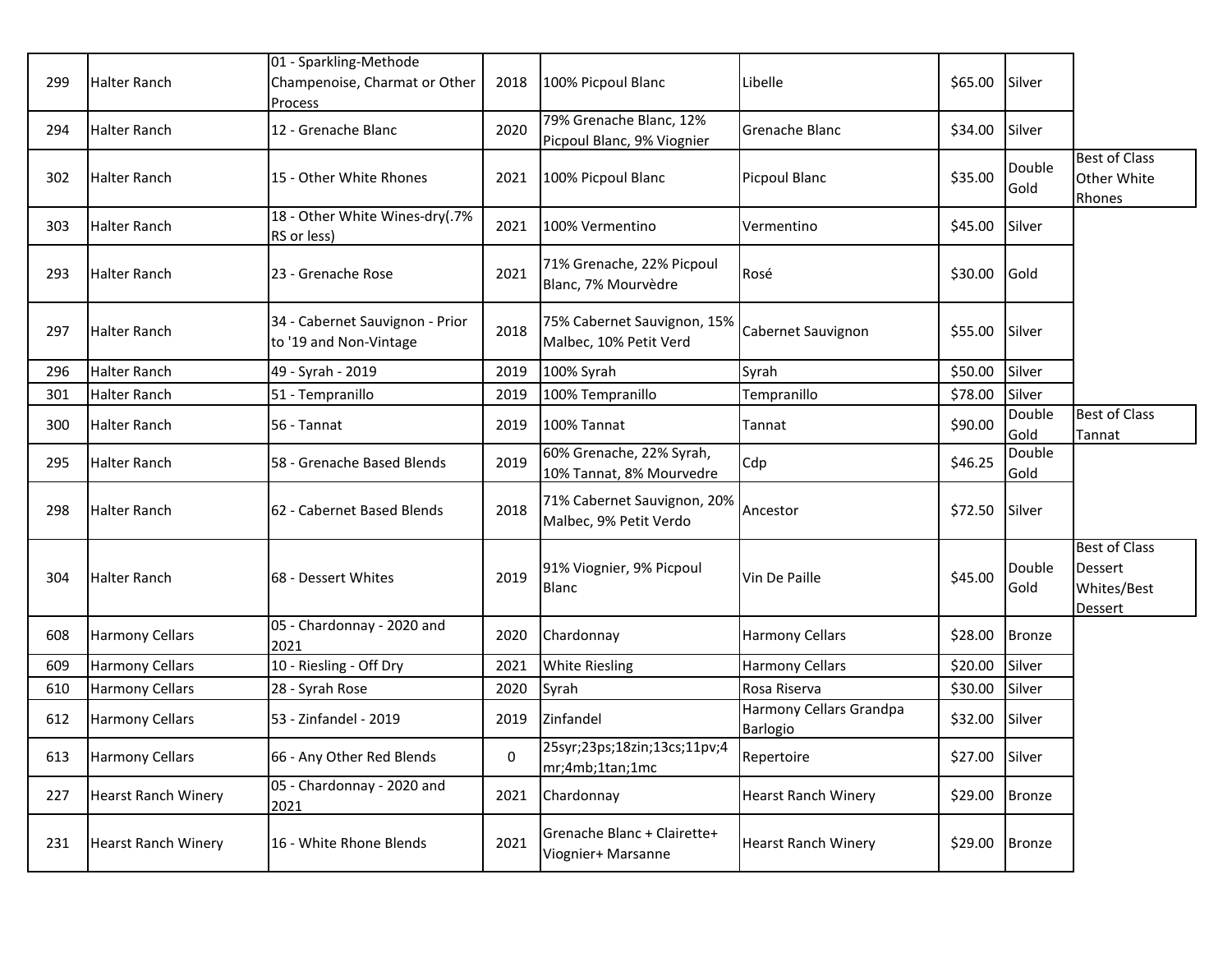| | | | | | | | | |
|---|---|---|---|---|---|---|---|---|
| 299 | Halter Ranch | 01 - Sparkling-Methode Champenoise, Charmat or Other Process | 2018 | 100% Picpoul Blanc | Libelle | $65.00 | Silver | |
| 294 | Halter Ranch | 12 - Grenache Blanc | 2020 | 79% Grenache Blanc, 12% Picpoul Blanc, 9% Viognier | Grenache Blanc | $34.00 | Silver | |
| 302 | Halter Ranch | 15 - Other White Rhones | 2021 | 100% Picpoul Blanc | Picpoul Blanc | $35.00 | Double Gold | Best of Class Other White Rhones |
| 303 | Halter Ranch | 18 - Other White Wines-dry(.7% RS or less) | 2021 | 100% Vermentino | Vermentino | $45.00 | Silver | |
| 293 | Halter Ranch | 23 - Grenache Rose | 2021 | 71% Grenache, 22% Picpoul Blanc, 7% Mourvèdre | Rosé | $30.00 | Gold | |
| 297 | Halter Ranch | 34 - Cabernet Sauvignon - Prior to '19 and Non-Vintage | 2018 | 75% Cabernet Sauvignon, 15% Malbec, 10% Petit Verd | Cabernet Sauvignon | $55.00 | Silver | |
| 296 | Halter Ranch | 49 - Syrah - 2019 | 2019 | 100% Syrah | Syrah | $50.00 | Silver | |
| 301 | Halter Ranch | 51 - Tempranillo | 2019 | 100% Tempranillo | Tempranillo | $78.00 | Silver | |
| 300 | Halter Ranch | 56 - Tannat | 2019 | 100% Tannat | Tannat | $90.00 | Double Gold | Best of Class Tannat |
| 295 | Halter Ranch | 58 - Grenache Based Blends | 2019 | 60% Grenache, 22% Syrah, 10% Tannat, 8% Mourvedre | Cdp | $46.25 | Double Gold | |
| 298 | Halter Ranch | 62 - Cabernet Based Blends | 2018 | 71% Cabernet Sauvignon, 20% Malbec, 9% Petit Verdo | Ancestor | $72.50 | Silver | |
| 304 | Halter Ranch | 68 - Dessert Whites | 2019 | 91% Viognier, 9% Picpoul Blanc | Vin De Paille | $45.00 | Double Gold | Best of Class Dessert Whites/Best Dessert |
| 608 | Harmony Cellars | 05 - Chardonnay - 2020 and 2021 | 2020 | Chardonnay | Harmony Cellars | $28.00 | Bronze | |
| 609 | Harmony Cellars | 10 - Riesling - Off Dry | 2021 | White Riesling | Harmony Cellars | $20.00 | Silver | |
| 610 | Harmony Cellars | 28 - Syrah Rose | 2020 | Syrah | Rosa Riserva | $30.00 | Silver | |
| 612 | Harmony Cellars | 53 - Zinfandel - 2019 | 2019 | Zinfandel | Harmony Cellars Grandpa Barlogio | $32.00 | Silver | |
| 613 | Harmony Cellars | 66 - Any Other Red Blends | 0 | 25syr;23ps;18zin;13cs;11pv;4mr;4mb;1tan;1mc | Repertoire | $27.00 | Silver | |
| 227 | Hearst Ranch Winery | 05 - Chardonnay - 2020 and 2021 | 2021 | Chardonnay | Hearst Ranch Winery | $29.00 | Bronze | |
| 231 | Hearst Ranch Winery | 16 - White Rhone Blends | 2021 | Grenache Blanc + Clairette+ Viognier+ Marsanne | Hearst Ranch Winery | $29.00 | Bronze | |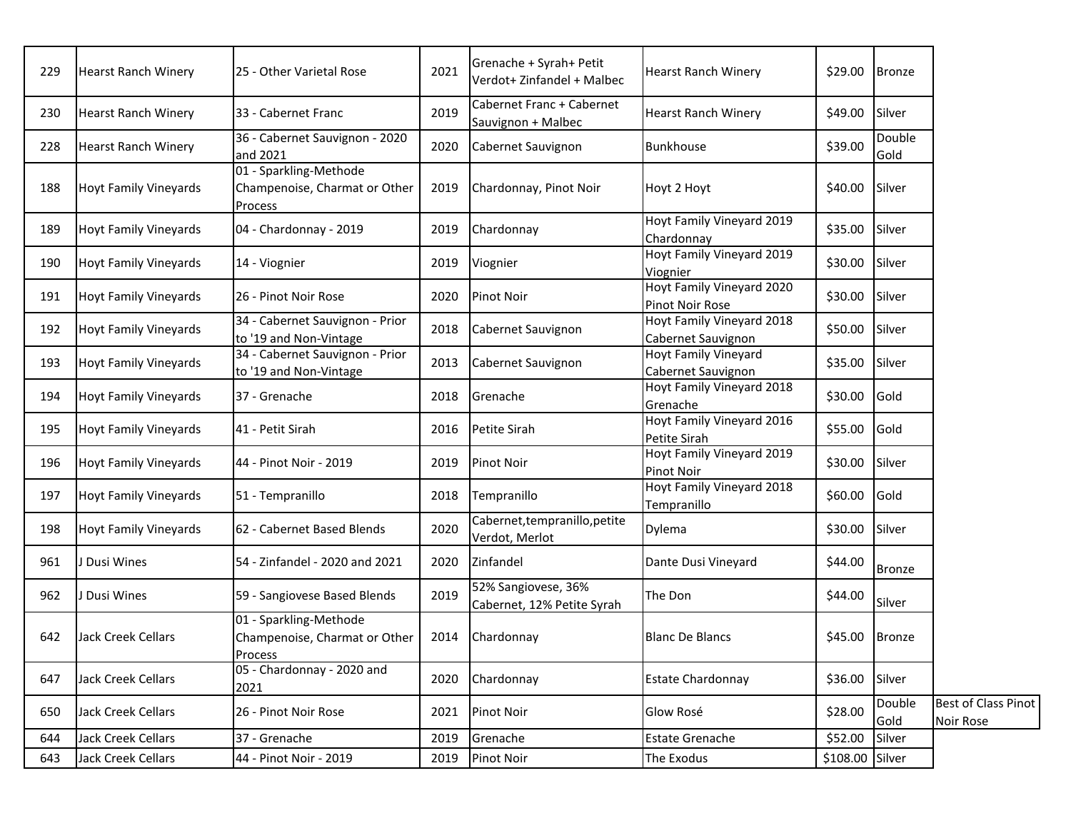| | | | | | | | | |
|---|---|---|---|---|---|---|---|---|
| 229 | Hearst Ranch Winery | 25 - Other Varietal Rose | 2021 | Grenache + Syrah+ Petit Verdot+ Zinfandel + Malbec | Hearst Ranch Winery | $29.00 | Bronze | |
| 230 | Hearst Ranch Winery | 33 - Cabernet Franc | 2019 | Cabernet Franc + Cabernet Sauvignon + Malbec | Hearst Ranch Winery | $49.00 | Silver | |
| 228 | Hearst Ranch Winery | 36 - Cabernet Sauvignon - 2020 and 2021 | 2020 | Cabernet Sauvignon | Bunkhouse | $39.00 | Double Gold | |
| 188 | Hoyt Family Vineyards | 01 - Sparkling-Methode Champenoise, Charmat or Other Process | 2019 | Chardonnay, Pinot Noir | Hoyt 2 Hoyt | $40.00 | Silver | |
| 189 | Hoyt Family Vineyards | 04 - Chardonnay - 2019 | 2019 | Chardonnay | Hoyt Family Vineyard 2019 Chardonnay | $35.00 | Silver | |
| 190 | Hoyt Family Vineyards | 14 - Viognier | 2019 | Viognier | Hoyt Family Vineyard 2019 Viognier | $30.00 | Silver | |
| 191 | Hoyt Family Vineyards | 26 - Pinot Noir Rose | 2020 | Pinot Noir | Hoyt Family Vineyard 2020 Pinot Noir Rose | $30.00 | Silver | |
| 192 | Hoyt Family Vineyards | 34 - Cabernet Sauvignon - Prior to '19 and Non-Vintage | 2018 | Cabernet Sauvignon | Hoyt Family Vineyard 2018 Cabernet Sauvignon | $50.00 | Silver | |
| 193 | Hoyt Family Vineyards | 34 - Cabernet Sauvignon - Prior to '19 and Non-Vintage | 2013 | Cabernet Sauvignon | Hoyt Family Vineyard Cabernet Sauvignon | $35.00 | Silver | |
| 194 | Hoyt Family Vineyards | 37 - Grenache | 2018 | Grenache | Hoyt Family Vineyard 2018 Grenache | $30.00 | Gold | |
| 195 | Hoyt Family Vineyards | 41 - Petit Sirah | 2016 | Petite Sirah | Hoyt Family Vineyard 2016 Petite Sirah | $55.00 | Gold | |
| 196 | Hoyt Family Vineyards | 44 - Pinot Noir - 2019 | 2019 | Pinot Noir | Hoyt Family Vineyard 2019 Pinot Noir | $30.00 | Silver | |
| 197 | Hoyt Family Vineyards | 51 - Tempranillo | 2018 | Tempranillo | Hoyt Family Vineyard 2018 Tempranillo | $60.00 | Gold | |
| 198 | Hoyt Family Vineyards | 62 - Cabernet Based Blends | 2020 | Cabernet,tempranillo,petite Verdot, Merlot | Dylema | $30.00 | Silver | |
| 961 | J Dusi Wines | 54 - Zinfandel - 2020 and 2021 | 2020 | Zinfandel | Dante Dusi Vineyard | $44.00 | Bronze | |
| 962 | J Dusi Wines | 59 - Sangiovese Based Blends | 2019 | 52% Sangiovese, 36% Cabernet, 12% Petite Syrah | The Don | $44.00 | Silver | |
| 642 | Jack Creek Cellars | 01 - Sparkling-Methode Champenoise, Charmat or Other Process | 2014 | Chardonnay | Blanc De Blancs | $45.00 | Bronze | |
| 647 | Jack Creek Cellars | 05 - Chardonnay - 2020 and 2021 | 2020 | Chardonnay | Estate Chardonnay | $36.00 | Silver | |
| 650 | Jack Creek Cellars | 26 - Pinot Noir Rose | 2021 | Pinot Noir | Glow Rosé | $28.00 | Double Gold | Best of Class Pinot Noir Rose |
| 644 | Jack Creek Cellars | 37 - Grenache | 2019 | Grenache | Estate Grenache | $52.00 | Silver | |
| 643 | Jack Creek Cellars | 44 - Pinot Noir - 2019 | 2019 | Pinot Noir | The Exodus | $108.00 | Silver | |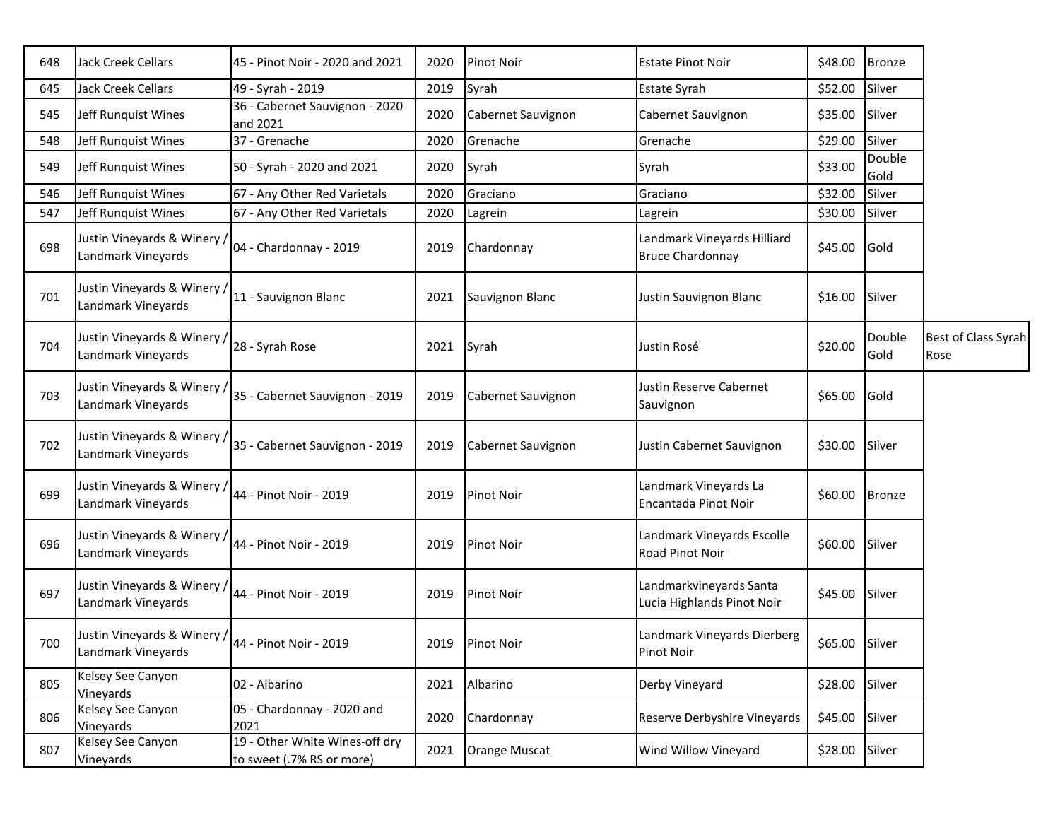| | | | | | | | | |
|---|---|---|---|---|---|---|---|---|
| 648 | Jack Creek Cellars | 45 - Pinot Noir - 2020 and 2021 | 2020 | Pinot Noir | Estate Pinot Noir | $48.00 | Bronze | |
| 645 | Jack Creek Cellars | 49 - Syrah - 2019 | 2019 | Syrah | Estate Syrah | $52.00 | Silver | |
| 545 | Jeff Runquist Wines | 36 - Cabernet Sauvignon - 2020 and 2021 | 2020 | Cabernet Sauvignon | Cabernet Sauvignon | $35.00 | Silver | |
| 548 | Jeff Runquist Wines | 37 - Grenache | 2020 | Grenache | Grenache | $29.00 | Silver | |
| 549 | Jeff Runquist Wines | 50 - Syrah - 2020 and 2021 | 2020 | Syrah | Syrah | $33.00 | Double Gold | |
| 546 | Jeff Runquist Wines | 67 - Any Other Red Varietals | 2020 | Graciano | Graciano | $32.00 | Silver | |
| 547 | Jeff Runquist Wines | 67 - Any Other Red Varietals | 2020 | Lagrein | Lagrein | $30.00 | Silver | |
| 698 | Justin Vineyards & Winery / Landmark Vineyards | 04 - Chardonnay - 2019 | 2019 | Chardonnay | Landmark Vineyards Hilliard Bruce Chardonnay | $45.00 | Gold | |
| 701 | Justin Vineyards & Winery / Landmark Vineyards | 11 - Sauvignon Blanc | 2021 | Sauvignon Blanc | Justin Sauvignon Blanc | $16.00 | Silver | |
| 704 | Justin Vineyards & Winery / Landmark Vineyards | 28 - Syrah Rose | 2021 | Syrah | Justin Rosé | $20.00 | Double Gold | Best of Class Syrah Rose |
| 703 | Justin Vineyards & Winery / Landmark Vineyards | 35 - Cabernet Sauvignon - 2019 | 2019 | Cabernet Sauvignon | Justin Reserve Cabernet Sauvignon | $65.00 | Gold | |
| 702 | Justin Vineyards & Winery / Landmark Vineyards | 35 - Cabernet Sauvignon - 2019 | 2019 | Cabernet Sauvignon | Justin Cabernet Sauvignon | $30.00 | Silver | |
| 699 | Justin Vineyards & Winery / Landmark Vineyards | 44 - Pinot Noir - 2019 | 2019 | Pinot Noir | Landmark Vineyards La Encantada Pinot Noir | $60.00 | Bronze | |
| 696 | Justin Vineyards & Winery / Landmark Vineyards | 44 - Pinot Noir - 2019 | 2019 | Pinot Noir | Landmark Vineyards Escolle Road Pinot Noir | $60.00 | Silver | |
| 697 | Justin Vineyards & Winery / Landmark Vineyards | 44 - Pinot Noir - 2019 | 2019 | Pinot Noir | Landmarkvineyards Santa Lucia Highlands Pinot Noir | $45.00 | Silver | |
| 700 | Justin Vineyards & Winery / Landmark Vineyards | 44 - Pinot Noir - 2019 | 2019 | Pinot Noir | Landmark Vineyards Dierberg Pinot Noir | $65.00 | Silver | |
| 805 | Kelsey See Canyon Vineyards | 02 - Albarino | 2021 | Albarino | Derby Vineyard | $28.00 | Silver | |
| 806 | Kelsey See Canyon Vineyards | 05 - Chardonnay - 2020 and 2021 | 2020 | Chardonnay | Reserve Derbyshire Vineyards | $45.00 | Silver | |
| 807 | Kelsey See Canyon Vineyards | 19 - Other White Wines-off dry to sweet (.7% RS or more) | 2021 | Orange Muscat | Wind Willow Vineyard | $28.00 | Silver | |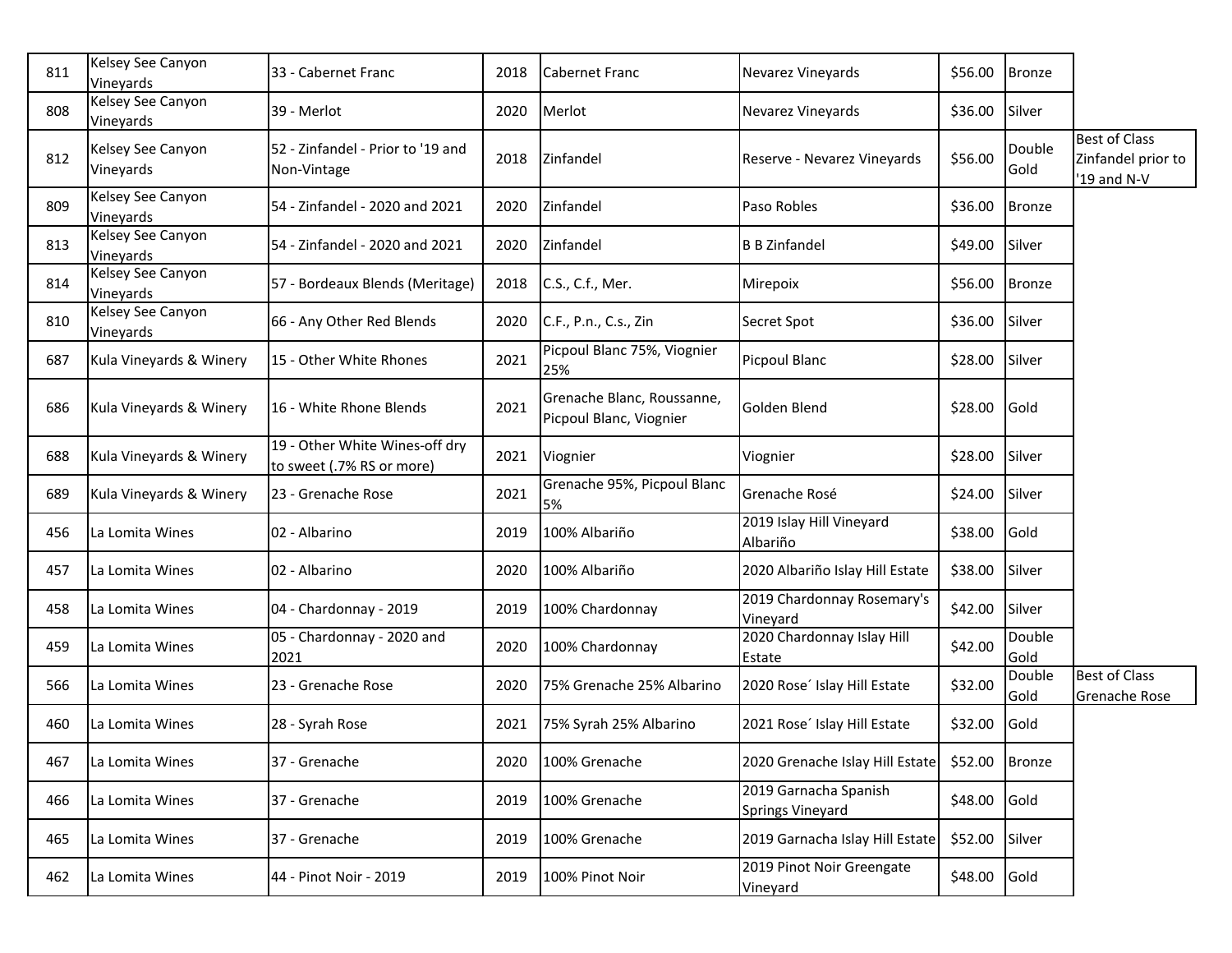| | | | | | | | | |
|---|---|---|---|---|---|---|---|---|
| 811 | Kelsey See Canyon Vineyards | 33 - Cabernet Franc | 2018 | Cabernet Franc | Nevarez Vineyards | $56.00 | Bronze | |
| 808 | Kelsey See Canyon Vineyards | 39 - Merlot | 2020 | Merlot | Nevarez Vineyards | $36.00 | Silver | |
| 812 | Kelsey See Canyon Vineyards | 52 - Zinfandel - Prior to '19 and Non-Vintage | 2018 | Zinfandel | Reserve - Nevarez Vineyards | $56.00 | Double Gold | Best of Class Zinfandel prior to '19 and N-V |
| 809 | Kelsey See Canyon Vineyards | 54 - Zinfandel - 2020 and 2021 | 2020 | Zinfandel | Paso Robles | $36.00 | Bronze | |
| 813 | Kelsey See Canyon Vineyards | 54 - Zinfandel - 2020 and 2021 | 2020 | Zinfandel | B B Zinfandel | $49.00 | Silver | |
| 814 | Kelsey See Canyon Vineyards | 57 - Bordeaux Blends (Meritage) | 2018 | C.S., C.f., Mer. | Mirepoix | $56.00 | Bronze | |
| 810 | Kelsey See Canyon Vineyards | 66 - Any Other Red Blends | 2020 | C.F., P.n., C.s., Zin | Secret Spot | $36.00 | Silver | |
| 687 | Kula Vineyards & Winery | 15 - Other White Rhones | 2021 | Picpoul Blanc 75%, Viognier 25% | Picpoul Blanc | $28.00 | Silver | |
| 686 | Kula Vineyards & Winery | 16 - White Rhone Blends | 2021 | Grenache Blanc, Roussanne, Picpoul Blanc, Viognier | Golden Blend | $28.00 | Gold | |
| 688 | Kula Vineyards & Winery | 19 - Other White Wines-off dry to sweet (.7% RS or more) | 2021 | Viognier | Viognier | $28.00 | Silver | |
| 689 | Kula Vineyards & Winery | 23 - Grenache Rose | 2021 | Grenache 95%, Picpoul Blanc 5% | Grenache Rosé | $24.00 | Silver | |
| 456 | La Lomita Wines | 02 - Albarino | 2019 | 100% Albariño | 2019 Islay Hill Vineyard Albariño | $38.00 | Gold | |
| 457 | La Lomita Wines | 02 - Albarino | 2020 | 100% Albariño | 2020 Albariño Islay Hill Estate | $38.00 | Silver | |
| 458 | La Lomita Wines | 04 - Chardonnay - 2019 | 2019 | 100% Chardonnay | 2019 Chardonnay Rosemary's Vineyard | $42.00 | Silver | |
| 459 | La Lomita Wines | 05 - Chardonnay - 2020 and 2021 | 2020 | 100% Chardonnay | 2020 Chardonnay Islay Hill Estate | $42.00 | Double Gold | |
| 566 | La Lomita Wines | 23 - Grenache Rose | 2020 | 75% Grenache 25% Albarino | 2020 Rose´ Islay Hill Estate | $32.00 | Double Gold | Best of Class Grenache Rose |
| 460 | La Lomita Wines | 28 - Syrah Rose | 2021 | 75% Syrah 25% Albarino | 2021 Rose´ Islay Hill Estate | $32.00 | Gold | |
| 467 | La Lomita Wines | 37 - Grenache | 2020 | 100% Grenache | 2020 Grenache Islay Hill Estate | $52.00 | Bronze | |
| 466 | La Lomita Wines | 37 - Grenache | 2019 | 100% Grenache | 2019 Garnacha Spanish Springs Vineyard | $48.00 | Gold | |
| 465 | La Lomita Wines | 37 - Grenache | 2019 | 100% Grenache | 2019 Garnacha Islay Hill Estate | $52.00 | Silver | |
| 462 | La Lomita Wines | 44 - Pinot Noir - 2019 | 2019 | 100% Pinot Noir | 2019 Pinot Noir Greengate Vineyard | $48.00 | Gold | |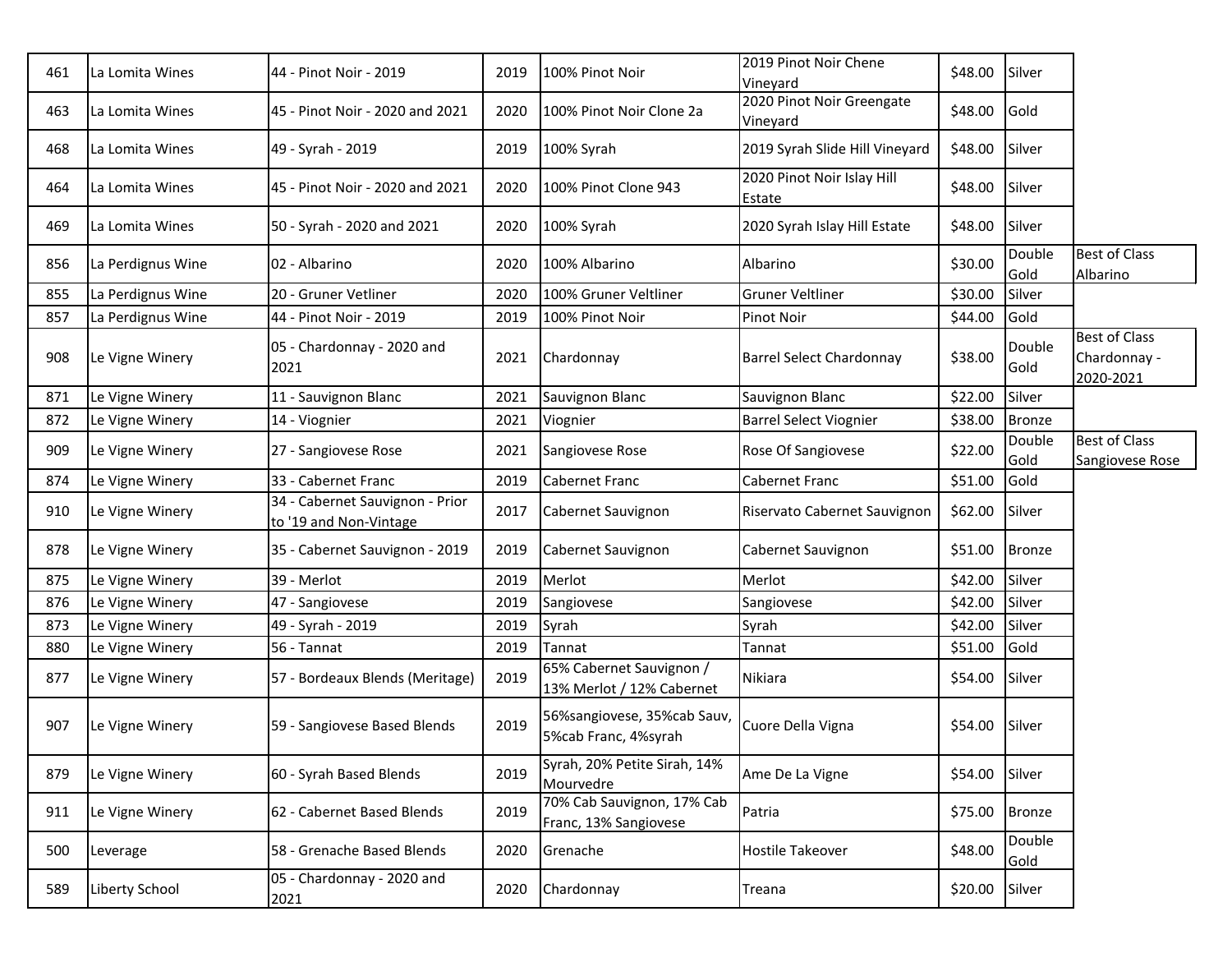| | | | | | | | | |
|---|---|---|---|---|---|---|---|---|
| 461 | La Lomita Wines | 44 - Pinot Noir - 2019 | 2019 | 100% Pinot Noir | 2019 Pinot Noir Chene Vineyard | $48.00 | Silver | |
| 463 | La Lomita Wines | 45 - Pinot Noir - 2020 and 2021 | 2020 | 100% Pinot Noir Clone 2a | 2020 Pinot Noir Greengate Vineyard | $48.00 | Gold | |
| 468 | La Lomita Wines | 49 - Syrah - 2019 | 2019 | 100% Syrah | 2019 Syrah Slide Hill Vineyard | $48.00 | Silver | |
| 464 | La Lomita Wines | 45 - Pinot Noir - 2020 and 2021 | 2020 | 100% Pinot Clone 943 | 2020 Pinot Noir Islay Hill Estate | $48.00 | Silver | |
| 469 | La Lomita Wines | 50 - Syrah - 2020 and 2021 | 2020 | 100% Syrah | 2020 Syrah Islay Hill Estate | $48.00 | Silver | |
| 856 | La Perdignus Wine | 02 - Albarino | 2020 | 100% Albarino | Albarino | $30.00 | Double Gold | Best of Class Albarino |
| 855 | La Perdignus Wine | 20 - Gruner Vetliner | 2020 | 100% Gruner Veltliner | Gruner Veltliner | $30.00 | Silver | |
| 857 | La Perdignus Wine | 44 - Pinot Noir - 2019 | 2019 | 100% Pinot Noir | Pinot Noir | $44.00 | Gold | |
| 908 | Le Vigne Winery | 05 - Chardonnay - 2020 and 2021 | 2021 | Chardonnay | Barrel Select Chardonnay | $38.00 | Double Gold | Best of Class Chardonnay - 2020-2021 |
| 871 | Le Vigne Winery | 11 - Sauvignon Blanc | 2021 | Sauvignon Blanc | Sauvignon Blanc | $22.00 | Silver | |
| 872 | Le Vigne Winery | 14 - Viognier | 2021 | Viognier | Barrel Select Viognier | $38.00 | Bronze | |
| 909 | Le Vigne Winery | 27 - Sangiovese Rose | 2021 | Sangiovese Rose | Rose Of Sangiovese | $22.00 | Double Gold | Best of Class Sangiovese Rose |
| 874 | Le Vigne Winery | 33 - Cabernet Franc | 2019 | Cabernet Franc | Cabernet Franc | $51.00 | Gold | |
| 910 | Le Vigne Winery | 34 - Cabernet Sauvignon - Prior to '19 and Non-Vintage | 2017 | Cabernet Sauvignon | Riservato Cabernet Sauvignon | $62.00 | Silver | |
| 878 | Le Vigne Winery | 35 - Cabernet Sauvignon - 2019 | 2019 | Cabernet Sauvignon | Cabernet Sauvignon | $51.00 | Bronze | |
| 875 | Le Vigne Winery | 39 - Merlot | 2019 | Merlot | Merlot | $42.00 | Silver | |
| 876 | Le Vigne Winery | 47 - Sangiovese | 2019 | Sangiovese | Sangiovese | $42.00 | Silver | |
| 873 | Le Vigne Winery | 49 - Syrah - 2019 | 2019 | Syrah | Syrah | $42.00 | Silver | |
| 880 | Le Vigne Winery | 56 - Tannat | 2019 | Tannat | Tannat | $51.00 | Gold | |
| 877 | Le Vigne Winery | 57 - Bordeaux Blends (Meritage) | 2019 | 65% Cabernet Sauvignon / 13% Merlot / 12% Cabernet | Nikiara | $54.00 | Silver | |
| 907 | Le Vigne Winery | 59 - Sangiovese Based Blends | 2019 | 56%sangiovese, 35%cab Sauv, 5%cab Franc, 4%syrah | Cuore Della Vigna | $54.00 | Silver | |
| 879 | Le Vigne Winery | 60 - Syrah Based Blends | 2019 | Syrah, 20% Petite Sirah, 14% Mourvedre | Ame De La Vigne | $54.00 | Silver | |
| 911 | Le Vigne Winery | 62 - Cabernet Based Blends | 2019 | 70% Cab Sauvignon, 17% Cab Franc, 13% Sangiovese | Patria | $75.00 | Bronze | |
| 500 | Leverage | 58 - Grenache Based Blends | 2020 | Grenache | Hostile Takeover | $48.00 | Double Gold | |
| 589 | Liberty School | 05 - Chardonnay - 2020 and 2021 | 2020 | Chardonnay | Treana | $20.00 | Silver | |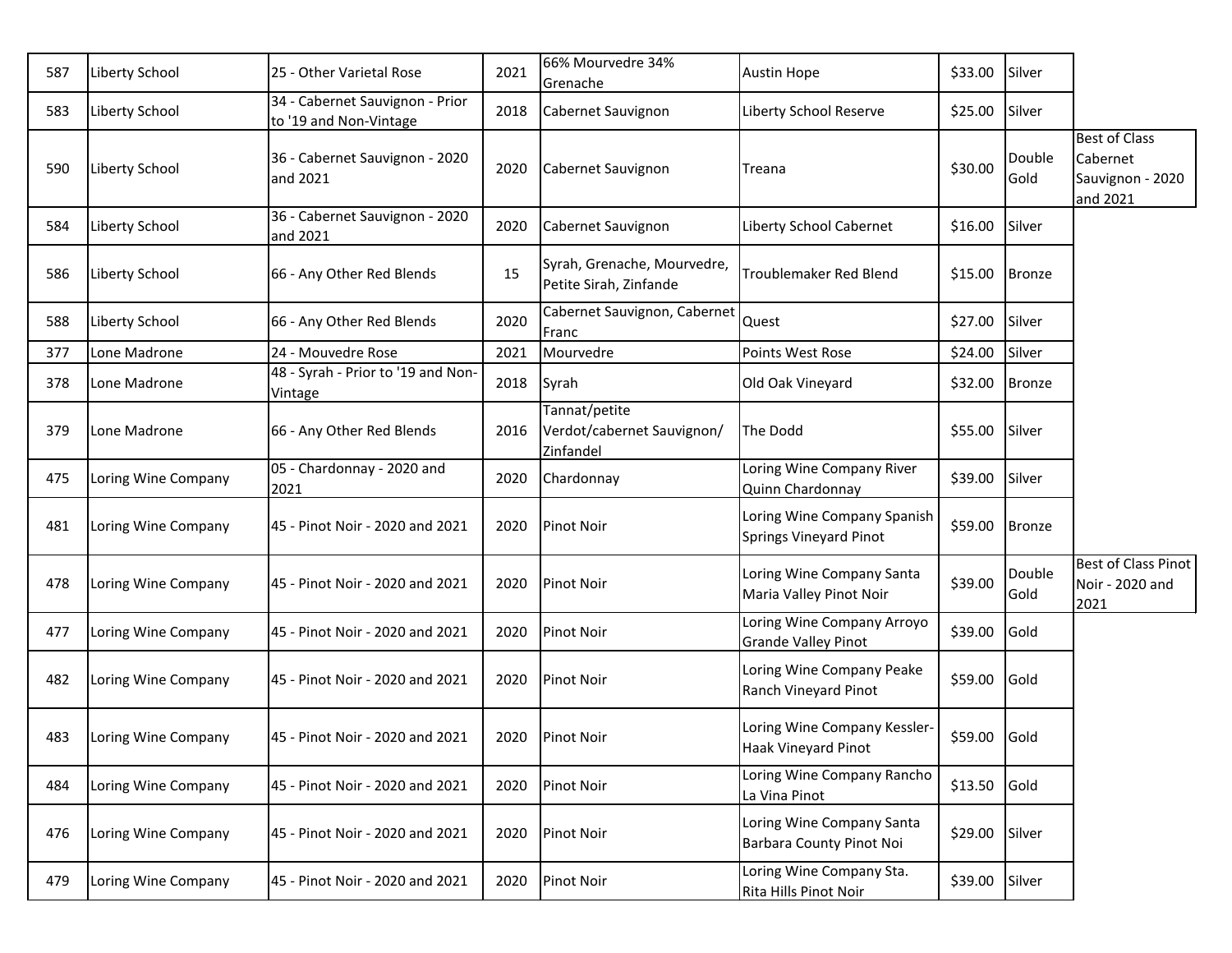| | | | | | | | | |
|---|---|---|---|---|---|---|---|---|
| 587 | Liberty School | 25 - Other Varietal Rose | 2021 | 66% Mourvedre 34% Grenache | Austin Hope | $33.00 | Silver | |
| 583 | Liberty School | 34 - Cabernet Sauvignon - Prior to '19 and Non-Vintage | 2018 | Cabernet Sauvignon | Liberty School Reserve | $25.00 | Silver | |
| 590 | Liberty School | 36 - Cabernet Sauvignon - 2020 and 2021 | 2020 | Cabernet Sauvignon | Treana | $30.00 | Double Gold | Best of Class Cabernet Sauvignon - 2020 and 2021 |
| 584 | Liberty School | 36 - Cabernet Sauvignon - 2020 and 2021 | 2020 | Cabernet Sauvignon | Liberty School Cabernet | $16.00 | Silver | |
| 586 | Liberty School | 66 - Any Other Red Blends | 15 | Syrah, Grenache, Mourvedre, Petite Sirah, Zinfande | Troublemaker Red Blend | $15.00 | Bronze | |
| 588 | Liberty School | 66 - Any Other Red Blends | 2020 | Cabernet Sauvignon, Cabernet Franc | Quest | $27.00 | Silver | |
| 377 | Lone Madrone | 24 - Mouvedre Rose | 2021 | Mourvedre | Points West Rose | $24.00 | Silver | |
| 378 | Lone Madrone | 48 - Syrah - Prior to '19 and Non-Vintage | 2018 | Syrah | Old Oak Vineyard | $32.00 | Bronze | |
| 379 | Lone Madrone | 66 - Any Other Red Blends | 2016 | Tannat/petite Verdot/cabernet Sauvignon/ Zinfandel | The Dodd | $55.00 | Silver | |
| 475 | Loring Wine Company | 05 - Chardonnay - 2020 and 2021 | 2020 | Chardonnay | Loring Wine Company River Quinn Chardonnay | $39.00 | Silver | |
| 481 | Loring Wine Company | 45 - Pinot Noir - 2020 and 2021 | 2020 | Pinot Noir | Loring Wine Company Spanish Springs Vineyard Pinot | $59.00 | Bronze | |
| 478 | Loring Wine Company | 45 - Pinot Noir - 2020 and 2021 | 2020 | Pinot Noir | Loring Wine Company Santa Maria Valley Pinot Noir | $39.00 | Double Gold | Best of Class Pinot Noir - 2020 and 2021 |
| 477 | Loring Wine Company | 45 - Pinot Noir - 2020 and 2021 | 2020 | Pinot Noir | Loring Wine Company Arroyo Grande Valley Pinot | $39.00 | Gold | |
| 482 | Loring Wine Company | 45 - Pinot Noir - 2020 and 2021 | 2020 | Pinot Noir | Loring Wine Company Peake Ranch Vineyard Pinot | $59.00 | Gold | |
| 483 | Loring Wine Company | 45 - Pinot Noir - 2020 and 2021 | 2020 | Pinot Noir | Loring Wine Company Kessler-Haak Vineyard Pinot | $59.00 | Gold | |
| 484 | Loring Wine Company | 45 - Pinot Noir - 2020 and 2021 | 2020 | Pinot Noir | Loring Wine Company Rancho La Vina Pinot | $13.50 | Gold | |
| 476 | Loring Wine Company | 45 - Pinot Noir - 2020 and 2021 | 2020 | Pinot Noir | Loring Wine Company Santa Barbara County Pinot Noi | $29.00 | Silver | |
| 479 | Loring Wine Company | 45 - Pinot Noir - 2020 and 2021 | 2020 | Pinot Noir | Loring Wine Company Sta. Rita Hills Pinot Noir | $39.00 | Silver | |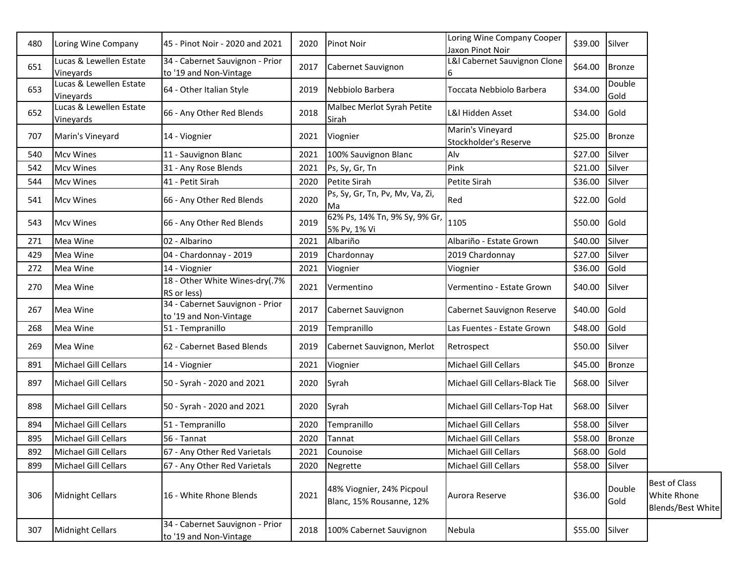| | | | | | | | | |
|---|---|---|---|---|---|---|---|---|
| 480 | Loring Wine Company | 45 - Pinot Noir - 2020 and 2021 | 2020 | Pinot Noir | Loring Wine Company Cooper Jaxon Pinot Noir | $39.00 | Silver | |
| 651 | Lucas & Lewellen Estate Vineyards | 34 - Cabernet Sauvignon - Prior to '19 and Non-Vintage | 2017 | Cabernet Sauvignon | L&l Cabernet Sauvignon Clone 6 | $64.00 | Bronze | |
| 653 | Lucas & Lewellen Estate Vineyards | 64 - Other Italian Style | 2019 | Nebbiolo Barbera | Toccata Nebbiolo Barbera | $34.00 | Double Gold | |
| 652 | Lucas & Lewellen Estate Vineyards | 66 - Any Other Red Blends | 2018 | Malbec Merlot Syrah Petite Sirah | L&l Hidden Asset | $34.00 | Gold | |
| 707 | Marin's Vineyard | 14 - Viognier | 2021 | Viognier | Marin's Vineyard Stockholder's Reserve | $25.00 | Bronze | |
| 540 | Mcv Wines | 11 - Sauvignon Blanc | 2021 | 100% Sauvignon Blanc | Alv | $27.00 | Silver | |
| 542 | Mcv Wines | 31 - Any Rose Blends | 2021 | Ps, Sy, Gr, Tn | Pink | $21.00 | Silver | |
| 544 | Mcv Wines | 41 - Petit Sirah | 2020 | Petite Sirah | Petite Sirah | $36.00 | Silver | |
| 541 | Mcv Wines | 66 - Any Other Red Blends | 2020 | Ps, Sy, Gr, Tn, Pv, Mv, Va, Zi, Ma | Red | $22.00 | Gold | |
| 543 | Mcv Wines | 66 - Any Other Red Blends | 2019 | 62% Ps, 14% Tn, 9% Sy, 9% Gr, 5% Pv, 1% Vi | 1105 | $50.00 | Gold | |
| 271 | Mea Wine | 02 - Albarino | 2021 | Albariño | Albariño - Estate Grown | $40.00 | Silver | |
| 429 | Mea Wine | 04 - Chardonnay - 2019 | 2019 | Chardonnay | 2019 Chardonnay | $27.00 | Silver | |
| 272 | Mea Wine | 14 - Viognier | 2021 | Viognier | Viognier | $36.00 | Gold | |
| 270 | Mea Wine | 18 - Other White Wines-dry(.7% RS or less) | 2021 | Vermentino | Vermentino - Estate Grown | $40.00 | Silver | |
| 267 | Mea Wine | 34 - Cabernet Sauvignon - Prior to '19 and Non-Vintage | 2017 | Cabernet Sauvignon | Cabernet Sauvignon Reserve | $40.00 | Gold | |
| 268 | Mea Wine | 51 - Tempranillo | 2019 | Tempranillo | Las Fuentes - Estate Grown | $48.00 | Gold | |
| 269 | Mea Wine | 62 - Cabernet Based Blends | 2019 | Cabernet Sauvignon, Merlot | Retrospect | $50.00 | Silver | |
| 891 | Michael Gill Cellars | 14 - Viognier | 2021 | Viognier | Michael Gill Cellars | $45.00 | Bronze | |
| 897 | Michael Gill Cellars | 50 - Syrah - 2020 and 2021 | 2020 | Syrah | Michael Gill Cellars-Black Tie | $68.00 | Silver | |
| 898 | Michael Gill Cellars | 50 - Syrah - 2020 and 2021 | 2020 | Syrah | Michael Gill Cellars-Top Hat | $68.00 | Silver | |
| 894 | Michael Gill Cellars | 51 - Tempranillo | 2020 | Tempranillo | Michael Gill Cellars | $58.00 | Silver | |
| 895 | Michael Gill Cellars | 56 - Tannat | 2020 | Tannat | Michael Gill Cellars | $58.00 | Bronze | |
| 892 | Michael Gill Cellars | 67 - Any Other Red Varietals | 2021 | Counoise | Michael Gill Cellars | $68.00 | Gold | |
| 899 | Michael Gill Cellars | 67 - Any Other Red Varietals | 2020 | Negrette | Michael Gill Cellars | $58.00 | Silver | |
| 306 | Midnight Cellars | 16 - White Rhone Blends | 2021 | 48% Viognier, 24% Picpoul Blanc, 15% Rousanne, 12% | Aurora Reserve | $36.00 | Double Gold | Best of Class White Rhone Blends/Best White |
| 307 | Midnight Cellars | 34 - Cabernet Sauvignon - Prior to '19 and Non-Vintage | 2018 | 100% Cabernet Sauvignon | Nebula | $55.00 | Silver | |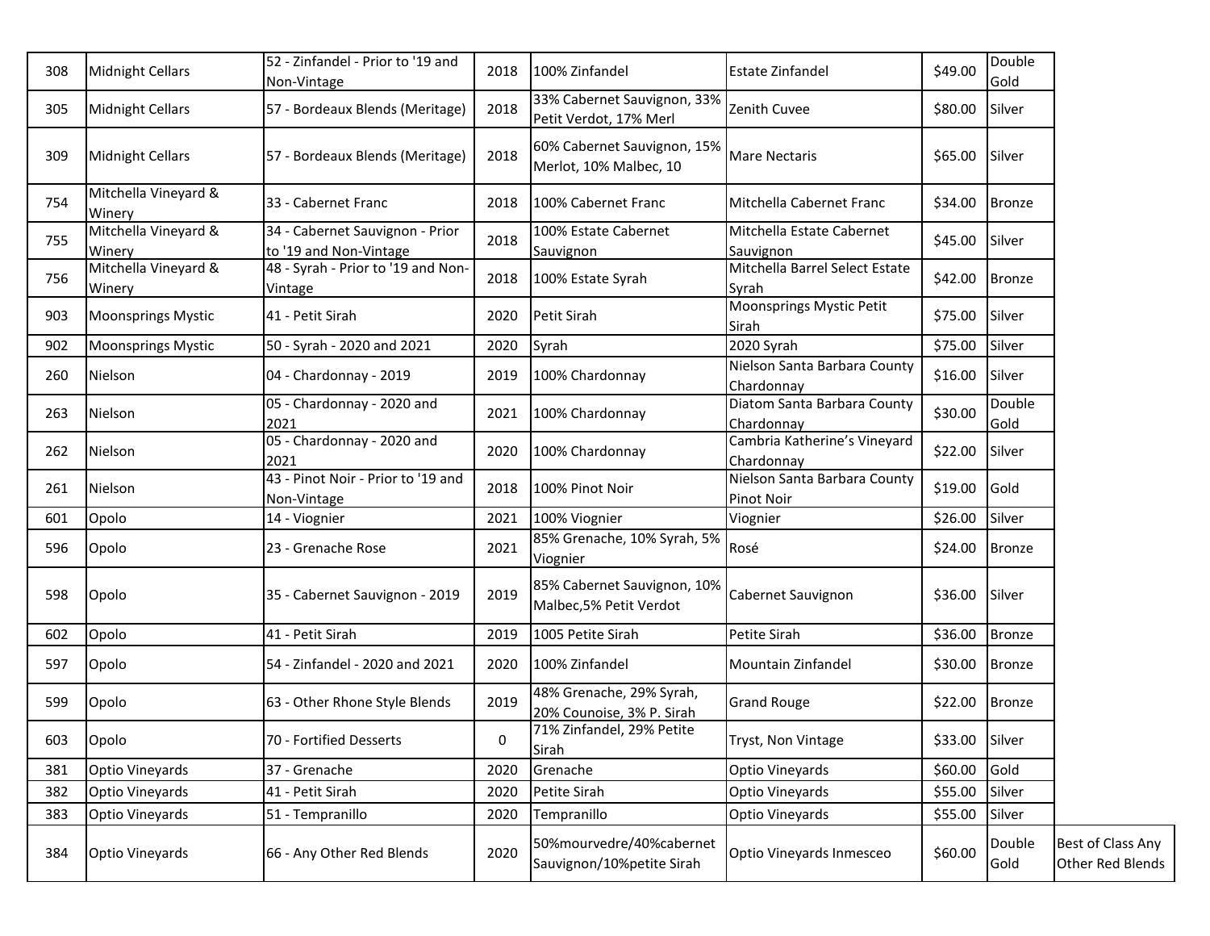| | | | | | | | | |
|---|---|---|---|---|---|---|---|---|
| 308 | Midnight Cellars | 52 - Zinfandel - Prior to '19 and Non-Vintage | 2018 | 100% Zinfandel | Estate Zinfandel | $49.00 | Double Gold | |
| 305 | Midnight Cellars | 57 - Bordeaux Blends (Meritage) | 2018 | 33% Cabernet Sauvignon, 33% Petit Verdot, 17% Merl | Zenith Cuvee | $80.00 | Silver | |
| 309 | Midnight Cellars | 57 - Bordeaux Blends (Meritage) | 2018 | 60% Cabernet Sauvignon, 15% Merlot, 10% Malbec, 10 | Mare Nectaris | $65.00 | Silver | |
| 754 | Mitchella Vineyard & Winery | 33 - Cabernet Franc | 2018 | 100% Cabernet Franc | Mitchella Cabernet Franc | $34.00 | Bronze | |
| 755 | Mitchella Vineyard & Winery | 34 - Cabernet Sauvignon - Prior to '19 and Non-Vintage | 2018 | 100% Estate Cabernet Sauvignon | Mitchella Estate Cabernet Sauvignon | $45.00 | Silver | |
| 756 | Mitchella Vineyard & Winery | 48 - Syrah - Prior to '19 and Non-Vintage | 2018 | 100% Estate Syrah | Mitchella Barrel Select Estate Syrah | $42.00 | Bronze | |
| 903 | Moonsprings Mystic | 41 - Petit Sirah | 2020 | Petit Sirah | Moonsprings Mystic Petit Sirah | $75.00 | Silver | |
| 902 | Moonsprings Mystic | 50 - Syrah - 2020 and 2021 | 2020 | Syrah | 2020 Syrah | $75.00 | Silver | |
| 260 | Nielson | 04 - Chardonnay - 2019 | 2019 | 100% Chardonnay | Nielson Santa Barbara County Chardonnay | $16.00 | Silver | |
| 263 | Nielson | 05 - Chardonnay - 2020 and 2021 | 2021 | 100% Chardonnay | Diatom Santa Barbara County Chardonnay | $30.00 | Double Gold | |
| 262 | Nielson | 05 - Chardonnay - 2020 and 2021 | 2020 | 100% Chardonnay | Cambria Katherine's Vineyard Chardonnay | $22.00 | Silver | |
| 261 | Nielson | 43 - Pinot Noir - Prior to '19 and Non-Vintage | 2018 | 100% Pinot Noir | Nielson Santa Barbara County Pinot Noir | $19.00 | Gold | |
| 601 | Opolo | 14 - Viognier | 2021 | 100% Viognier | Viognier | $26.00 | Silver | |
| 596 | Opolo | 23 - Grenache Rose | 2021 | 85% Grenache, 10% Syrah, 5% Viognier | Rosé | $24.00 | Bronze | |
| 598 | Opolo | 35 - Cabernet Sauvignon - 2019 | 2019 | 85% Cabernet Sauvignon, 10% Malbec,5% Petit Verdot | Cabernet Sauvignon | $36.00 | Silver | |
| 602 | Opolo | 41 - Petit Sirah | 2019 | 1005 Petite Sirah | Petite Sirah | $36.00 | Bronze | |
| 597 | Opolo | 54 - Zinfandel - 2020 and 2021 | 2020 | 100% Zinfandel | Mountain Zinfandel | $30.00 | Bronze | |
| 599 | Opolo | 63 - Other Rhone Style Blends | 2019 | 48% Grenache, 29% Syrah, 20% Counoise, 3% P. Sirah | Grand Rouge | $22.00 | Bronze | |
| 603 | Opolo | 70 - Fortified Desserts | 0 | 71% Zinfandel, 29% Petite Sirah | Tryst, Non Vintage | $33.00 | Silver | |
| 381 | Optio Vineyards | 37 - Grenache | 2020 | Grenache | Optio Vineyards | $60.00 | Gold | |
| 382 | Optio Vineyards | 41 - Petit Sirah | 2020 | Petite Sirah | Optio Vineyards | $55.00 | Silver | |
| 383 | Optio Vineyards | 51 - Tempranillo | 2020 | Tempranillo | Optio Vineyards | $55.00 | Silver | |
| 384 | Optio Vineyards | 66 - Any Other Red Blends | 2020 | 50%mourvedre/40%cabernet Sauvignon/10%petite Sirah | Optio Vineyards Inmesceo | $60.00 | Double Gold | Best of Class Any Other Red Blends |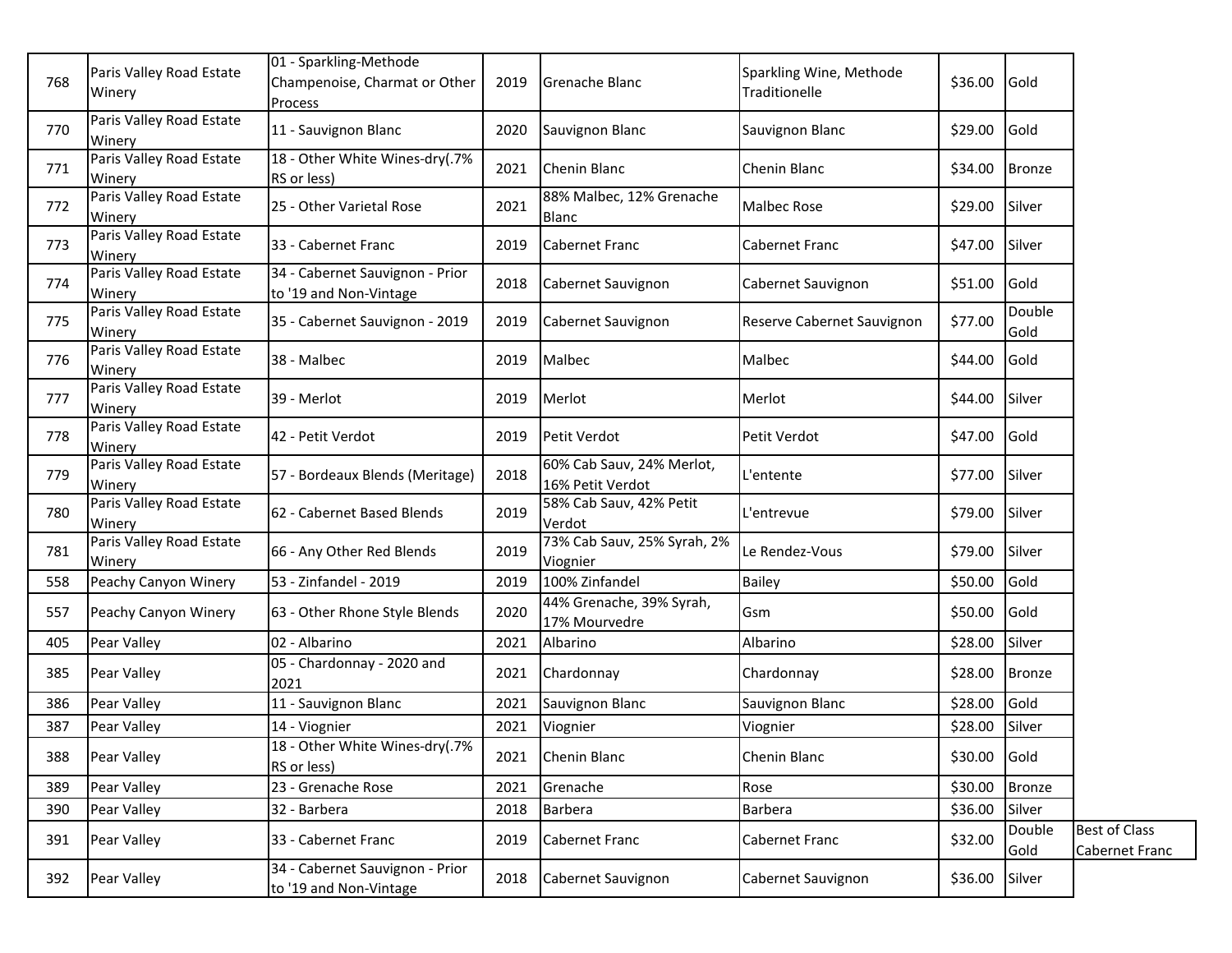| | | | | | | | | |
|---|---|---|---|---|---|---|---|---|
| 768 | Paris Valley Road Estate Winery | 01 - Sparkling-Methode Champenoise, Charmat or Other Process | 2019 | Grenache Blanc | Sparkling Wine, Methode Traditionelle | $36.00 | Gold | |
| 770 | Paris Valley Road Estate Winery | 11 - Sauvignon Blanc | 2020 | Sauvignon Blanc | Sauvignon Blanc | $29.00 | Gold | |
| 771 | Paris Valley Road Estate Winery | 18 - Other White Wines-dry(.7% RS or less) | 2021 | Chenin Blanc | Chenin Blanc | $34.00 | Bronze | |
| 772 | Paris Valley Road Estate Winery | 25 - Other Varietal Rose | 2021 | 88% Malbec, 12% Grenache Blanc | Malbec Rose | $29.00 | Silver | |
| 773 | Paris Valley Road Estate Winery | 33 - Cabernet Franc | 2019 | Cabernet Franc | Cabernet Franc | $47.00 | Silver | |
| 774 | Paris Valley Road Estate Winery | 34 - Cabernet Sauvignon - Prior to '19 and Non-Vintage | 2018 | Cabernet Sauvignon | Cabernet Sauvignon | $51.00 | Gold | |
| 775 | Paris Valley Road Estate Winery | 35 - Cabernet Sauvignon - 2019 | 2019 | Cabernet Sauvignon | Reserve Cabernet Sauvignon | $77.00 | Double Gold | |
| 776 | Paris Valley Road Estate Winery | 38 - Malbec | 2019 | Malbec | Malbec | $44.00 | Gold | |
| 777 | Paris Valley Road Estate Winery | 39 - Merlot | 2019 | Merlot | Merlot | $44.00 | Silver | |
| 778 | Paris Valley Road Estate Winery | 42 - Petit Verdot | 2019 | Petit Verdot | Petit Verdot | $47.00 | Gold | |
| 779 | Paris Valley Road Estate Winery | 57 - Bordeaux Blends (Meritage) | 2018 | 60% Cab Sauv, 24% Merlot, 16% Petit Verdot | L'entente | $77.00 | Silver | |
| 780 | Paris Valley Road Estate Winery | 62 - Cabernet Based Blends | 2019 | 58% Cab Sauv, 42% Petit Verdot | L'entrevue | $79.00 | Silver | |
| 781 | Paris Valley Road Estate Winery | 66 - Any Other Red Blends | 2019 | 73% Cab Sauv, 25% Syrah, 2% Viognier | Le Rendez-Vous | $79.00 | Silver | |
| 558 | Peachy Canyon Winery | 53 - Zinfandel - 2019 | 2019 | 100% Zinfandel | Bailey | $50.00 | Gold | |
| 557 | Peachy Canyon Winery | 63 - Other Rhone Style Blends | 2020 | 44% Grenache, 39% Syrah, 17% Mourvedre | Gsm | $50.00 | Gold | |
| 405 | Pear Valley | 02 - Albarino | 2021 | Albarino | Albarino | $28.00 | Silver | |
| 385 | Pear Valley | 05 - Chardonnay - 2020 and 2021 | 2021 | Chardonnay | Chardonnay | $28.00 | Bronze | |
| 386 | Pear Valley | 11 - Sauvignon Blanc | 2021 | Sauvignon Blanc | Sauvignon Blanc | $28.00 | Gold | |
| 387 | Pear Valley | 14 - Viognier | 2021 | Viognier | Viognier | $28.00 | Silver | |
| 388 | Pear Valley | 18 - Other White Wines-dry(.7% RS or less) | 2021 | Chenin Blanc | Chenin Blanc | $30.00 | Gold | |
| 389 | Pear Valley | 23 - Grenache Rose | 2021 | Grenache | Rose | $30.00 | Bronze | |
| 390 | Pear Valley | 32 - Barbera | 2018 | Barbera | Barbera | $36.00 | Silver | |
| 391 | Pear Valley | 33 - Cabernet Franc | 2019 | Cabernet Franc | Cabernet Franc | $32.00 | Double Gold | Best of Class Cabernet Franc |
| 392 | Pear Valley | 34 - Cabernet Sauvignon - Prior to '19 and Non-Vintage | 2018 | Cabernet Sauvignon | Cabernet Sauvignon | $36.00 | Silver | |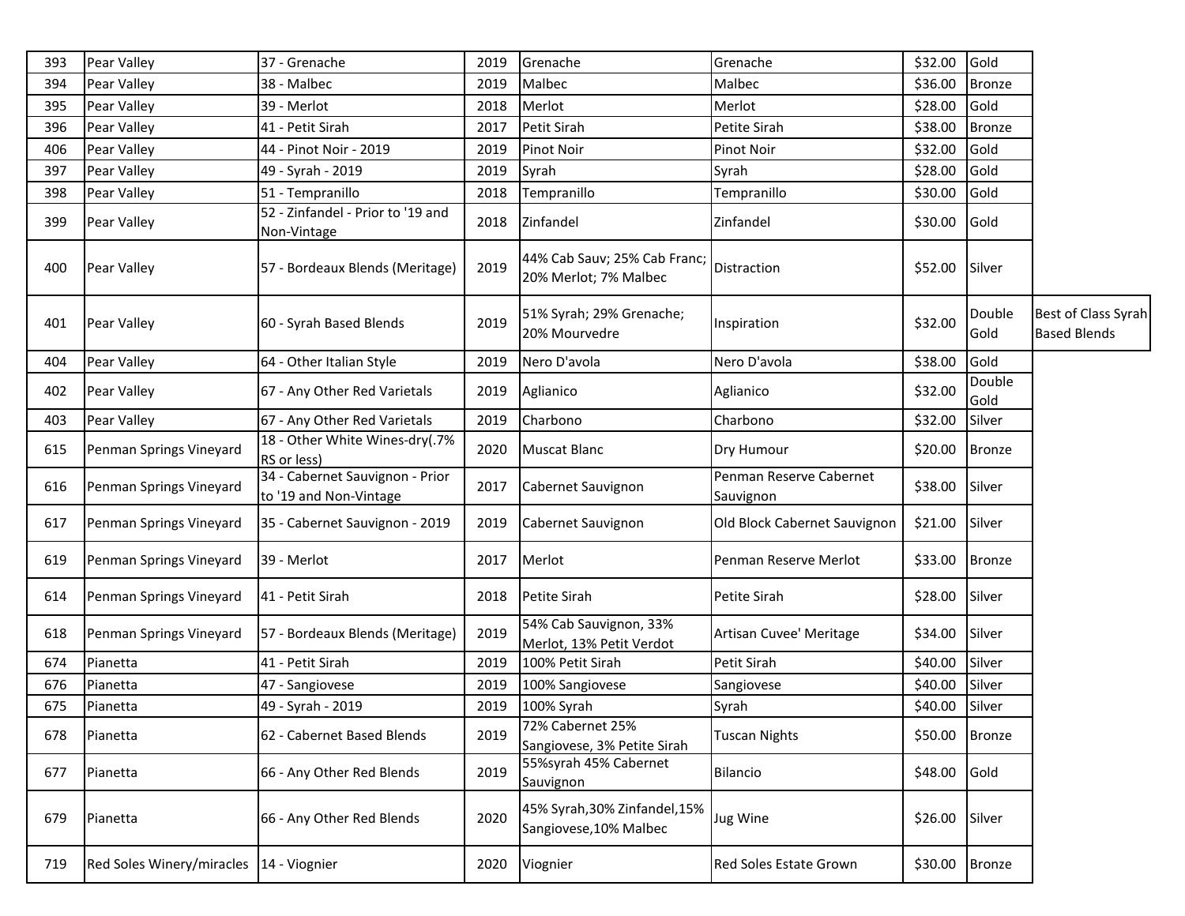| | | | | | | | | |
|---|---|---|---|---|---|---|---|---|
| 393 | Pear Valley | 37 - Grenache | 2019 | Grenache | Grenache | $32.00 | Gold | |
| 394 | Pear Valley | 38 - Malbec | 2019 | Malbec | Malbec | $36.00 | Bronze | |
| 395 | Pear Valley | 39 - Merlot | 2018 | Merlot | Merlot | $28.00 | Gold | |
| 396 | Pear Valley | 41 - Petit Sirah | 2017 | Petit Sirah | Petite Sirah | $38.00 | Bronze | |
| 406 | Pear Valley | 44 - Pinot Noir - 2019 | 2019 | Pinot Noir | Pinot Noir | $32.00 | Gold | |
| 397 | Pear Valley | 49 - Syrah - 2019 | 2019 | Syrah | Syrah | $28.00 | Gold | |
| 398 | Pear Valley | 51 - Tempranillo | 2018 | Tempranillo | Tempranillo | $30.00 | Gold | |
| 399 | Pear Valley | 52 - Zinfandel - Prior to '19 and Non-Vintage | 2018 | Zinfandel | Zinfandel | $30.00 | Gold | |
| 400 | Pear Valley | 57 - Bordeaux Blends (Meritage) | 2019 | 44% Cab Sauv; 25% Cab Franc; 20% Merlot; 7% Malbec | Distraction | $52.00 | Silver | |
| 401 | Pear Valley | 60 - Syrah Based Blends | 2019 | 51% Syrah; 29% Grenache; 20% Mourvedre | Inspiration | $32.00 | Double Gold | Best of Class Syrah Based Blends |
| 404 | Pear Valley | 64 - Other Italian Style | 2019 | Nero D'avola | Nero D'avola | $38.00 | Gold | |
| 402 | Pear Valley | 67 - Any Other Red Varietals | 2019 | Aglianico | Aglianico | $32.00 | Double Gold | |
| 403 | Pear Valley | 67 - Any Other Red Varietals | 2019 | Charbono | Charbono | $32.00 | Silver | |
| 615 | Penman Springs Vineyard | 18 - Other White Wines-dry(.7% RS or less) | 2020 | Muscat Blanc | Dry Humour | $20.00 | Bronze | |
| 616 | Penman Springs Vineyard | 34 - Cabernet Sauvignon - Prior to '19 and Non-Vintage | 2017 | Cabernet Sauvignon | Penman Reserve Cabernet Sauvignon | $38.00 | Silver | |
| 617 | Penman Springs Vineyard | 35 - Cabernet Sauvignon - 2019 | 2019 | Cabernet Sauvignon | Old Block Cabernet Sauvignon | $21.00 | Silver | |
| 619 | Penman Springs Vineyard | 39 - Merlot | 2017 | Merlot | Penman Reserve Merlot | $33.00 | Bronze | |
| 614 | Penman Springs Vineyard | 41 - Petit Sirah | 2018 | Petite Sirah | Petite Sirah | $28.00 | Silver | |
| 618 | Penman Springs Vineyard | 57 - Bordeaux Blends (Meritage) | 2019 | 54% Cab Sauvignon, 33% Merlot, 13% Petit Verdot | Artisan Cuvee' Meritage | $34.00 | Silver | |
| 674 | Pianetta | 41 - Petit Sirah | 2019 | 100% Petit Sirah | Petit Sirah | $40.00 | Silver | |
| 676 | Pianetta | 47 - Sangiovese | 2019 | 100% Sangiovese | Sangiovese | $40.00 | Silver | |
| 675 | Pianetta | 49 - Syrah - 2019 | 2019 | 100% Syrah | Syrah | $40.00 | Silver | |
| 678 | Pianetta | 62 - Cabernet Based Blends | 2019 | 72% Cabernet 25% Sangiovese, 3% Petite Sirah | Tuscan Nights | $50.00 | Bronze | |
| 677 | Pianetta | 66 - Any Other Red Blends | 2019 | 55%syrah 45% Cabernet Sauvignon | Bilancio | $48.00 | Gold | |
| 679 | Pianetta | 66 - Any Other Red Blends | 2020 | 45% Syrah,30% Zinfandel,15% Sangiovese,10% Malbec | Jug Wine | $26.00 | Silver | |
| 719 | Red Soles Winery/miracles | 14 - Viognier | 2020 | Viognier | Red Soles Estate Grown | $30.00 | Bronze | |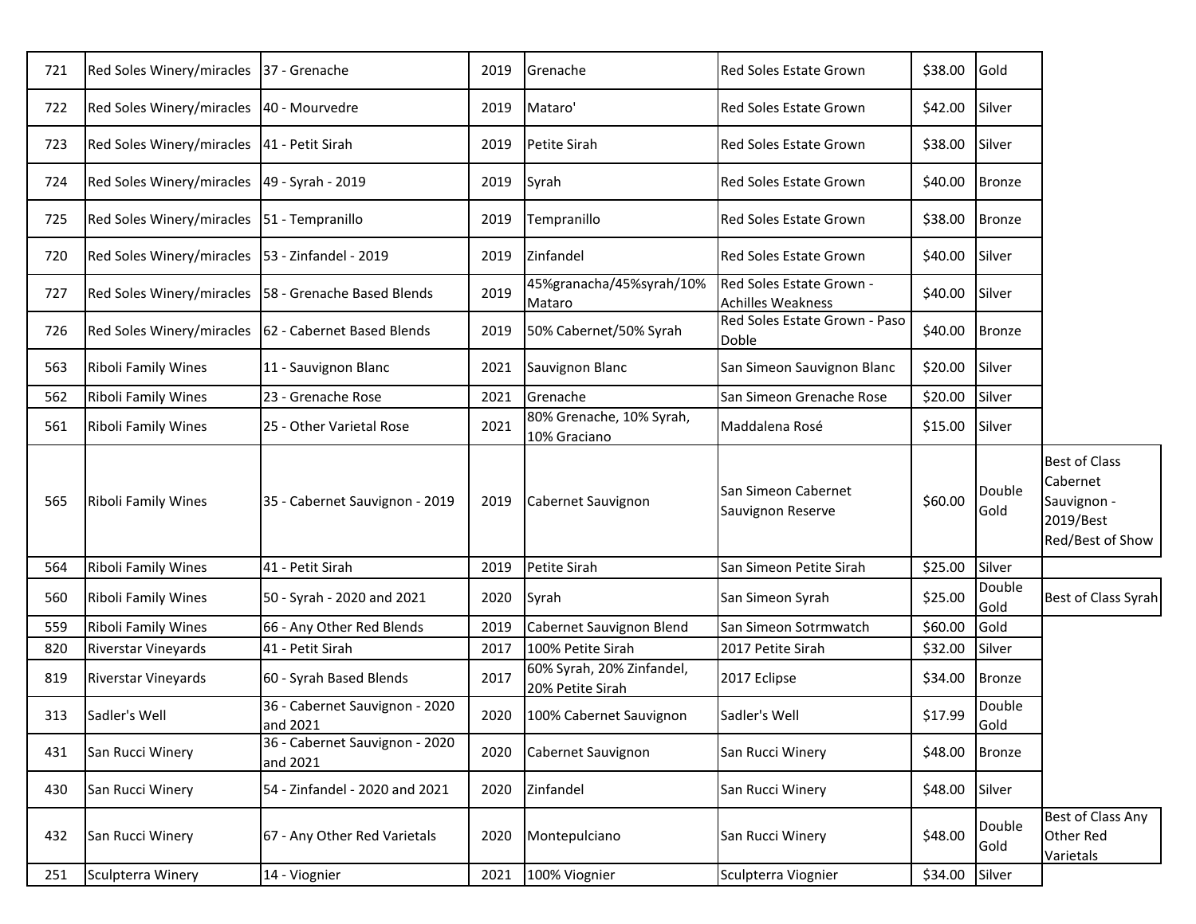| | | | | | | | | |
|---|---|---|---|---|---|---|---|---|
| 721 | Red Soles Winery/miracles | 37 - Grenache | 2019 | Grenache | Red Soles Estate Grown | $38.00 | Gold | |
| 722 | Red Soles Winery/miracles | 40 - Mourvedre | 2019 | Mataro' | Red Soles Estate Grown | $42.00 | Silver | |
| 723 | Red Soles Winery/miracles | 41 - Petit Sirah | 2019 | Petite Sirah | Red Soles Estate Grown | $38.00 | Silver | |
| 724 | Red Soles Winery/miracles | 49 - Syrah - 2019 | 2019 | Syrah | Red Soles Estate Grown | $40.00 | Bronze | |
| 725 | Red Soles Winery/miracles | 51 - Tempranillo | 2019 | Tempranillo | Red Soles Estate Grown | $38.00 | Bronze | |
| 720 | Red Soles Winery/miracles | 53 - Zinfandel - 2019 | 2019 | Zinfandel | Red Soles Estate Grown | $40.00 | Silver | |
| 727 | Red Soles Winery/miracles | 58 - Grenache Based Blends | 2019 | 45%granacha/45%syrah/10% Mataro | Red Soles Estate Grown - Achilles Weakness | $40.00 | Silver | |
| 726 | Red Soles Winery/miracles | 62 - Cabernet Based Blends | 2019 | 50% Cabernet/50% Syrah | Red Soles Estate Grown - Paso Doble | $40.00 | Bronze | |
| 563 | Riboli Family Wines | 11 - Sauvignon Blanc | 2021 | Sauvignon Blanc | San Simeon Sauvignon Blanc | $20.00 | Silver | |
| 562 | Riboli Family Wines | 23 - Grenache Rose | 2021 | Grenache | San Simeon Grenache Rose | $20.00 | Silver | |
| 561 | Riboli Family Wines | 25 - Other Varietal Rose | 2021 | 80% Grenache, 10% Syrah, 10% Graciano | Maddalena Rosé | $15.00 | Silver | |
| 565 | Riboli Family Wines | 35 - Cabernet Sauvignon - 2019 | 2019 | Cabernet Sauvignon | San Simeon Cabernet Sauvignon Reserve | $60.00 | Double Gold | Best of Class Cabernet Sauvignon - 2019/Best Red/Best of Show |
| 564 | Riboli Family Wines | 41 - Petit Sirah | 2019 | Petite Sirah | San Simeon Petite Sirah | $25.00 | Silver | |
| 560 | Riboli Family Wines | 50 - Syrah - 2020 and 2021 | 2020 | Syrah | San Simeon Syrah | $25.00 | Double Gold | Best of Class Syrah |
| 559 | Riboli Family Wines | 66 - Any Other Red Blends | 2019 | Cabernet Sauvignon Blend | San Simeon Sotrmwatch | $60.00 | Gold | |
| 820 | Riverstar Vineyards | 41 - Petit Sirah | 2017 | 100% Petite Sirah | 2017 Petite Sirah | $32.00 | Silver | |
| 819 | Riverstar Vineyards | 60 - Syrah Based Blends | 2017 | 60% Syrah, 20% Zinfandel, 20% Petite Sirah | 2017 Eclipse | $34.00 | Bronze | |
| 313 | Sadler's Well | 36 - Cabernet Sauvignon - 2020 and 2021 | 2020 | 100% Cabernet Sauvignon | Sadler's Well | $17.99 | Double Gold | |
| 431 | San Rucci Winery | 36 - Cabernet Sauvignon - 2020 and 2021 | 2020 | Cabernet Sauvignon | San Rucci Winery | $48.00 | Bronze | |
| 430 | San Rucci Winery | 54 - Zinfandel - 2020 and 2021 | 2020 | Zinfandel | San Rucci Winery | $48.00 | Silver | |
| 432 | San Rucci Winery | 67 - Any Other Red Varietals | 2020 | Montepulciano | San Rucci Winery | $48.00 | Double Gold | Best of Class Any Other Red Varietals |
| 251 | Sculpterra Winery | 14 - Viognier | 2021 | 100% Viognier | Sculpterra Viognier | $34.00 | Silver | |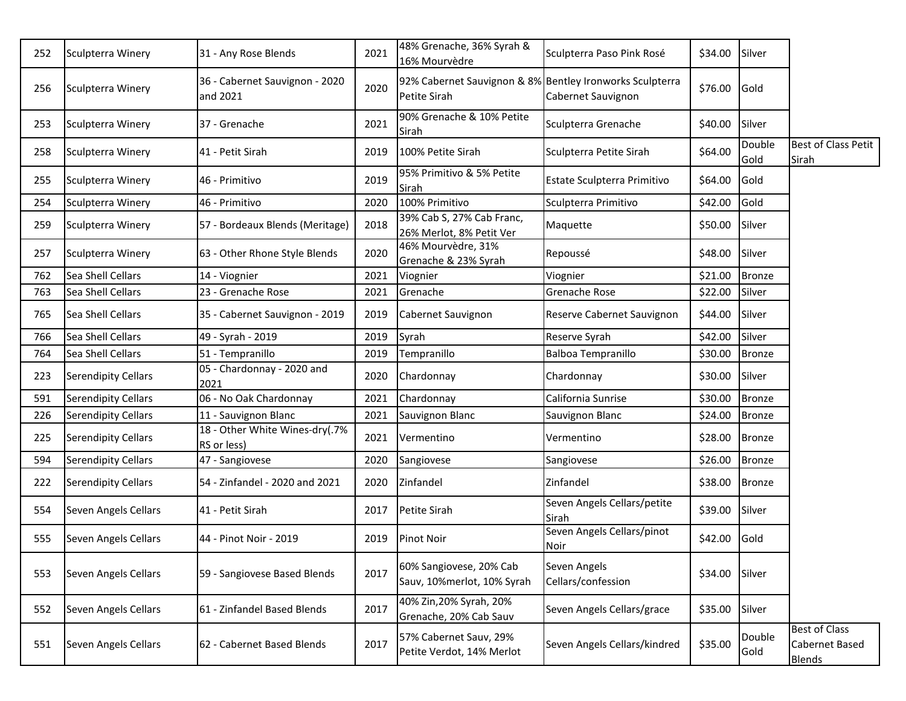| | | | | | | | | |
|---|---|---|---|---|---|---|---|---|
| 252 | Sculpterra Winery | 31 - Any Rose Blends | 2021 | 48% Grenache, 36% Syrah & 16% Mourvèdre | Sculpterra Paso Pink Rosé | $34.00 | Silver | |
| 256 | Sculpterra Winery | 36 - Cabernet Sauvignon - 2020 and 2021 | 2020 | 92% Cabernet Sauvignon & 8% Petite Sirah | Bentley Ironworks Sculpterra Cabernet Sauvignon | $76.00 | Gold | |
| 253 | Sculpterra Winery | 37 - Grenache | 2021 | 90% Grenache & 10% Petite Sirah | Sculpterra Grenache | $40.00 | Silver | |
| 258 | Sculpterra Winery | 41 - Petit Sirah | 2019 | 100% Petite Sirah | Sculpterra Petite Sirah | $64.00 | Double Gold | Best of Class Petit Sirah |
| 255 | Sculpterra Winery | 46 - Primitivo | 2019 | 95% Primitivo & 5% Petite Sirah | Estate Sculpterra Primitivo | $64.00 | Gold | |
| 254 | Sculpterra Winery | 46 - Primitivo | 2020 | 100% Primitivo | Sculpterra Primitivo | $42.00 | Gold | |
| 259 | Sculpterra Winery | 57 - Bordeaux Blends (Meritage) | 2018 | 39% Cab S, 27% Cab Franc, 26% Merlot, 8% Petit Ver | Maquette | $50.00 | Silver | |
| 257 | Sculpterra Winery | 63 - Other Rhone Style Blends | 2020 | 46% Mourvèdre, 31% Grenache & 23% Syrah | Repoussé | $48.00 | Silver | |
| 762 | Sea Shell Cellars | 14 - Viognier | 2021 | Viognier | Viognier | $21.00 | Bronze | |
| 763 | Sea Shell Cellars | 23 - Grenache Rose | 2021 | Grenache | Grenache Rose | $22.00 | Silver | |
| 765 | Sea Shell Cellars | 35 - Cabernet Sauvignon - 2019 | 2019 | Cabernet Sauvignon | Reserve Cabernet Sauvignon | $44.00 | Silver | |
| 766 | Sea Shell Cellars | 49 - Syrah - 2019 | 2019 | Syrah | Reserve Syrah | $42.00 | Silver | |
| 764 | Sea Shell Cellars | 51 - Tempranillo | 2019 | Tempranillo | Balboa Tempranillo | $30.00 | Bronze | |
| 223 | Serendipity Cellars | 05 - Chardonnay - 2020 and 2021 | 2020 | Chardonnay | Chardonnay | $30.00 | Silver | |
| 591 | Serendipity Cellars | 06 - No Oak Chardonnay | 2021 | Chardonnay | California Sunrise | $30.00 | Bronze | |
| 226 | Serendipity Cellars | 11 - Sauvignon Blanc | 2021 | Sauvignon Blanc | Sauvignon Blanc | $24.00 | Bronze | |
| 225 | Serendipity Cellars | 18 - Other White Wines-dry(.7% RS or less) | 2021 | Vermentino | Vermentino | $28.00 | Bronze | |
| 594 | Serendipity Cellars | 47 - Sangiovese | 2020 | Sangiovese | Sangiovese | $26.00 | Bronze | |
| 222 | Serendipity Cellars | 54 - Zinfandel - 2020 and 2021 | 2020 | Zinfandel | Zinfandel | $38.00 | Bronze | |
| 554 | Seven Angels Cellars | 41 - Petit Sirah | 2017 | Petite Sirah | Seven Angels Cellars/petite Sirah | $39.00 | Silver | |
| 555 | Seven Angels Cellars | 44 - Pinot Noir - 2019 | 2019 | Pinot Noir | Seven Angels Cellars/pinot Noir | $42.00 | Gold | |
| 553 | Seven Angels Cellars | 59 - Sangiovese Based Blends | 2017 | 60% Sangiovese, 20% Cab Sauv, 10%merlot, 10% Syrah | Seven Angels Cellars/confession | $34.00 | Silver | |
| 552 | Seven Angels Cellars | 61 - Zinfandel Based Blends | 2017 | 40% Zin,20% Syrah, 20% Grenache, 20% Cab Sauv | Seven Angels Cellars/grace | $35.00 | Silver | |
| 551 | Seven Angels Cellars | 62 - Cabernet Based Blends | 2017 | 57% Cabernet Sauv, 29% Petite Verdot, 14% Merlot | Seven Angels Cellars/kindred | $35.00 | Double Gold | Best of Class Cabernet Based Blends |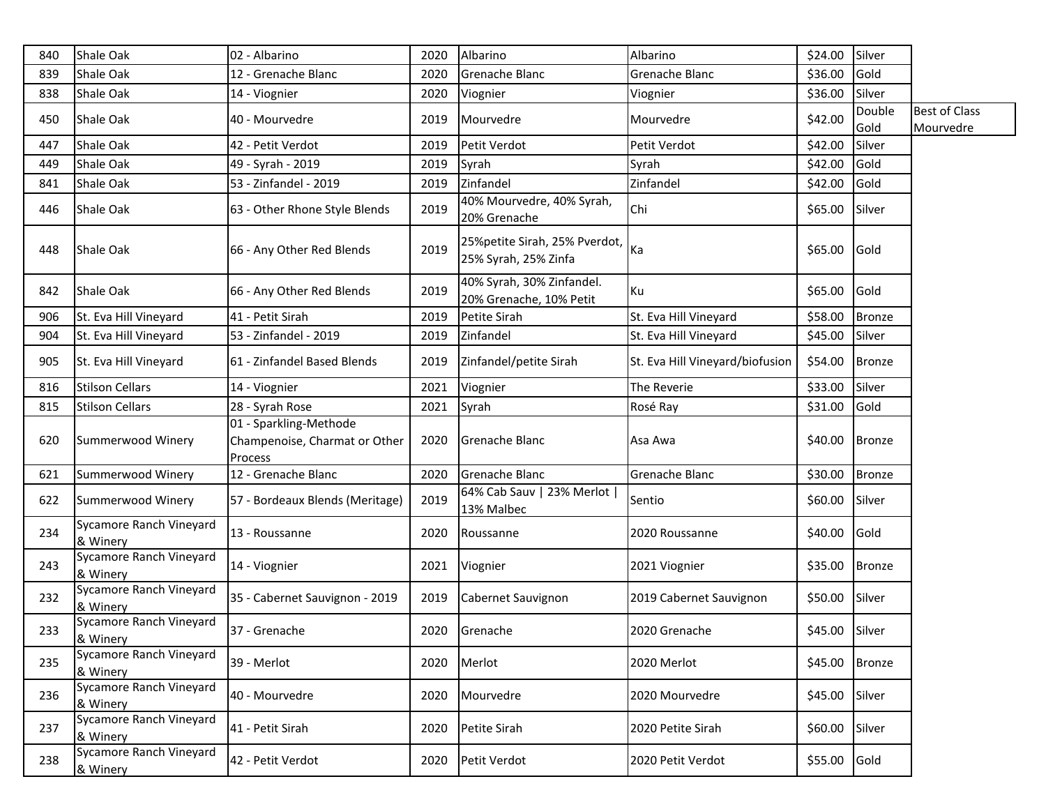| 840 | Shale Oak | 02 - Albarino | 2020 | Albarino | Albarino | $24.00 | Silver | |
|---|---|---|---|---|---|---|---|---|
| 839 | Shale Oak | 12 - Grenache Blanc | 2020 | Grenache Blanc | Grenache Blanc | $36.00 | Gold | |
| 838 | Shale Oak | 14 - Viognier | 2020 | Viognier | Viognier | $36.00 | Silver | |
| 450 | Shale Oak | 40 - Mourvedre | 2019 | Mourvedre | Mourvedre | $42.00 | Double Gold | Best of Class Mourvedre |
| 447 | Shale Oak | 42 - Petit Verdot | 2019 | Petit Verdot | Petit Verdot | $42.00 | Silver | |
| 449 | Shale Oak | 49 - Syrah - 2019 | 2019 | Syrah | Syrah | $42.00 | Gold | |
| 841 | Shale Oak | 53 - Zinfandel - 2019 | 2019 | Zinfandel | Zinfandel | $42.00 | Gold | |
| 446 | Shale Oak | 63 - Other Rhone Style Blends | 2019 | 40% Mourvedre, 40% Syrah, 20% Grenache | Chi | $65.00 | Silver | |
| 448 | Shale Oak | 66 - Any Other Red Blends | 2019 | 25%petite Sirah, 25% Pverdot, 25% Syrah, 25% Zinfa | Ka | $65.00 | Gold | |
| 842 | Shale Oak | 66 - Any Other Red Blends | 2019 | 40% Syrah, 30% Zinfandel. 20% Grenache, 10% Petit | Ku | $65.00 | Gold | |
| 906 | St. Eva Hill Vineyard | 41 - Petit Sirah | 2019 | Petite Sirah | St. Eva Hill Vineyard | $58.00 | Bronze | |
| 904 | St. Eva Hill Vineyard | 53 - Zinfandel - 2019 | 2019 | Zinfandel | St. Eva Hill Vineyard | $45.00 | Silver | |
| 905 | St. Eva Hill Vineyard | 61 - Zinfandel Based Blends | 2019 | Zinfandel/petite Sirah | St. Eva Hill Vineyard/biofusion | $54.00 | Bronze | |
| 816 | Stilson Cellars | 14 - Viognier | 2021 | Viognier | The Reverie | $33.00 | Silver | |
| 815 | Stilson Cellars | 28 - Syrah Rose | 2021 | Syrah | Rosé Ray | $31.00 | Gold | |
| 620 | Summerwood Winery | 01 - Sparkling-Methode Champenoise, Charmat or Other Process | 2020 | Grenache Blanc | Asa Awa | $40.00 | Bronze | |
| 621 | Summerwood Winery | 12 - Grenache Blanc | 2020 | Grenache Blanc | Grenache Blanc | $30.00 | Bronze | |
| 622 | Summerwood Winery | 57 - Bordeaux Blends (Meritage) | 2019 | 64% Cab Sauv \| 23% Merlot \| 13% Malbec | Sentio | $60.00 | Silver | |
| 234 | Sycamore Ranch Vineyard & Winery | 13 - Roussanne | 2020 | Roussanne | 2020 Roussanne | $40.00 | Gold | |
| 243 | Sycamore Ranch Vineyard & Winery | 14 - Viognier | 2021 | Viognier | 2021 Viognier | $35.00 | Bronze | |
| 232 | Sycamore Ranch Vineyard & Winery | 35 - Cabernet Sauvignon - 2019 | 2019 | Cabernet Sauvignon | 2019 Cabernet Sauvignon | $50.00 | Silver | |
| 233 | Sycamore Ranch Vineyard & Winery | 37 - Grenache | 2020 | Grenache | 2020 Grenache | $45.00 | Silver | |
| 235 | Sycamore Ranch Vineyard & Winery | 39 - Merlot | 2020 | Merlot | 2020 Merlot | $45.00 | Bronze | |
| 236 | Sycamore Ranch Vineyard & Winery | 40 - Mourvedre | 2020 | Mourvedre | 2020 Mourvedre | $45.00 | Silver | |
| 237 | Sycamore Ranch Vineyard & Winery | 41 - Petit Sirah | 2020 | Petite Sirah | 2020 Petite Sirah | $60.00 | Silver | |
| 238 | Sycamore Ranch Vineyard & Winery | 42 - Petit Verdot | 2020 | Petit Verdot | 2020 Petit Verdot | $55.00 | Gold | |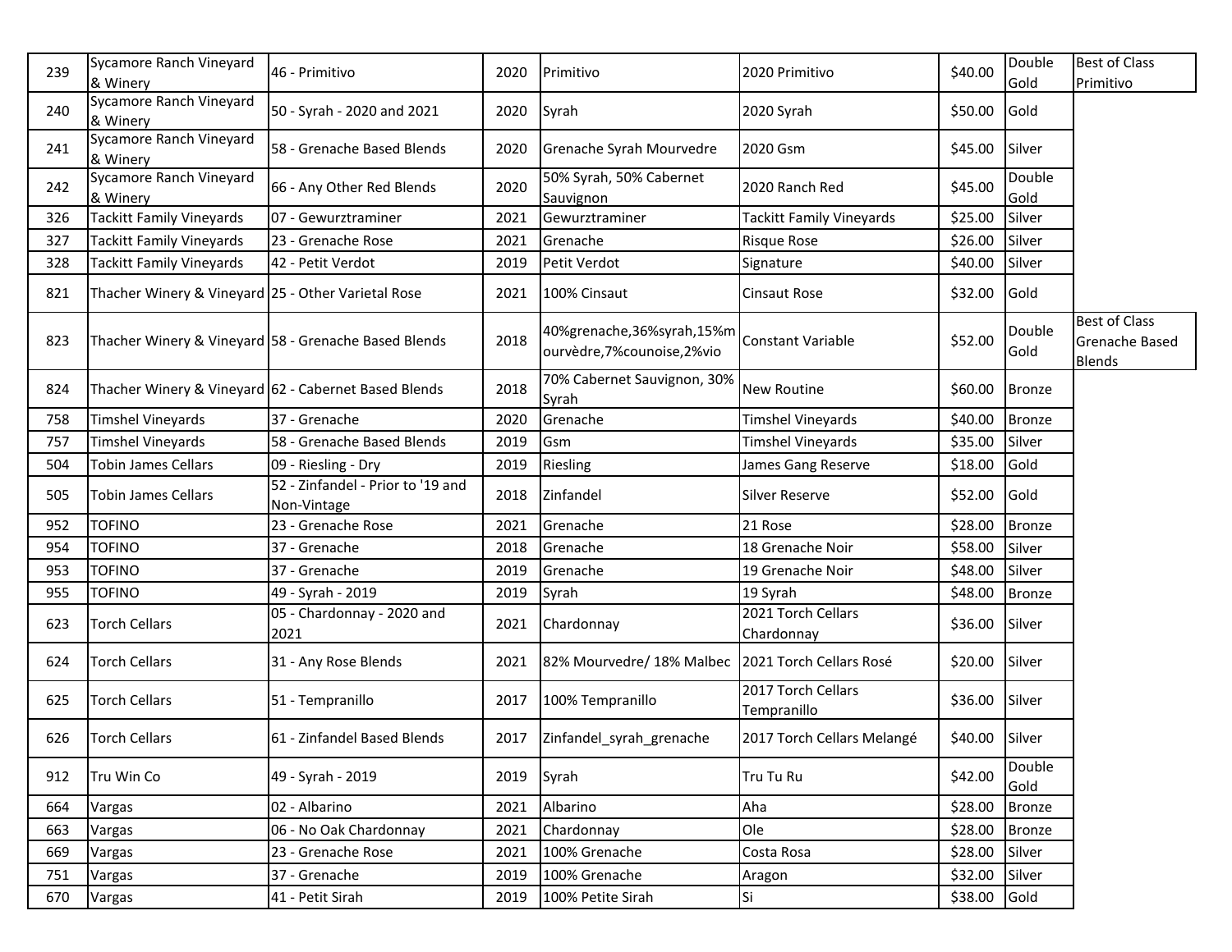| | | | | | | | | |
|---|---|---|---|---|---|---|---|---|
| 239 | Sycamore Ranch Vineyard & Winery | 46 - Primitivo | 2020 | Primitivo | 2020 Primitivo | $40.00 | Double Gold | Best of Class Primitivo |
| 240 | Sycamore Ranch Vineyard & Winery | 50 - Syrah - 2020 and 2021 | 2020 | Syrah | 2020 Syrah | $50.00 | Gold | |
| 241 | Sycamore Ranch Vineyard & Winery | 58 - Grenache Based Blends | 2020 | Grenache Syrah Mourvedre | 2020 Gsm | $45.00 | Silver | |
| 242 | Sycamore Ranch Vineyard & Winery | 66 - Any Other Red Blends | 2020 | 50% Syrah, 50% Cabernet Sauvignon | 2020 Ranch Red | $45.00 | Double Gold | |
| 326 | Tackitt Family Vineyards | 07 - Gewurztraminer | 2021 | Gewurztraminer | Tackitt Family Vineyards | $25.00 | Silver | |
| 327 | Tackitt Family Vineyards | 23 - Grenache Rose | 2021 | Grenache | Risque Rose | $26.00 | Silver | |
| 328 | Tackitt Family Vineyards | 42 - Petit Verdot | 2019 | Petit Verdot | Signature | $40.00 | Silver | |
| 821 | Thacher Winery & Vineyard | 25 - Other Varietal Rose | 2021 | 100% Cinsaut | Cinsaut Rose | $32.00 | Gold | |
| 823 | Thacher Winery & Vineyard | 58 - Grenache Based Blends | 2018 | 40%grenache,36%syrah,15%mourvèdre,7%counoise,2%vio | Constant Variable | $52.00 | Double Gold | Best of Class Grenache Based Blends |
| 824 | Thacher Winery & Vineyard | 62 - Cabernet Based Blends | 2018 | 70% Cabernet Sauvignon, 30% Syrah | New Routine | $60.00 | Bronze | |
| 758 | Timshel Vineyards | 37 - Grenache | 2020 | Grenache | Timshel Vineyards | $40.00 | Bronze | |
| 757 | Timshel Vineyards | 58 - Grenache Based Blends | 2019 | Gsm | Timshel Vineyards | $35.00 | Silver | |
| 504 | Tobin James Cellars | 09 - Riesling - Dry | 2019 | Riesling | James Gang Reserve | $18.00 | Gold | |
| 505 | Tobin James Cellars | 52 - Zinfandel - Prior to '19 and Non-Vintage | 2018 | Zinfandel | Silver Reserve | $52.00 | Gold | |
| 952 | TOFINO | 23 - Grenache Rose | 2021 | Grenache | 21 Rose | $28.00 | Bronze | |
| 954 | TOFINO | 37 - Grenache | 2018 | Grenache | 18 Grenache Noir | $58.00 | Silver | |
| 953 | TOFINO | 37 - Grenache | 2019 | Grenache | 19 Grenache Noir | $48.00 | Silver | |
| 955 | TOFINO | 49 - Syrah - 2019 | 2019 | Syrah | 19 Syrah | $48.00 | Bronze | |
| 623 | Torch Cellars | 05 - Chardonnay - 2020 and 2021 | 2021 | Chardonnay | 2021 Torch Cellars Chardonnay | $36.00 | Silver | |
| 624 | Torch Cellars | 31 - Any Rose Blends | 2021 | 82% Mourvedre/ 18% Malbec | 2021 Torch Cellars Rosé | $20.00 | Silver | |
| 625 | Torch Cellars | 51 - Tempranillo | 2017 | 100% Tempranillo | 2017 Torch Cellars Tempranillo | $36.00 | Silver | |
| 626 | Torch Cellars | 61 - Zinfandel Based Blends | 2017 | Zinfandel_syrah_grenache | 2017 Torch Cellars Melangé | $40.00 | Silver | |
| 912 | Tru Win Co | 49 - Syrah - 2019 | 2019 | Syrah | Tru Tu Ru | $42.00 | Double Gold | |
| 664 | Vargas | 02 - Albarino | 2021 | Albarino | Aha | $28.00 | Bronze | |
| 663 | Vargas | 06 - No Oak Chardonnay | 2021 | Chardonnay | Ole | $28.00 | Bronze | |
| 669 | Vargas | 23 - Grenache Rose | 2021 | 100% Grenache | Costa Rosa | $28.00 | Silver | |
| 751 | Vargas | 37 - Grenache | 2019 | 100% Grenache | Aragon | $32.00 | Silver | |
| 670 | Vargas | 41 - Petit Sirah | 2019 | 100% Petite Sirah | Si | $38.00 | Gold | |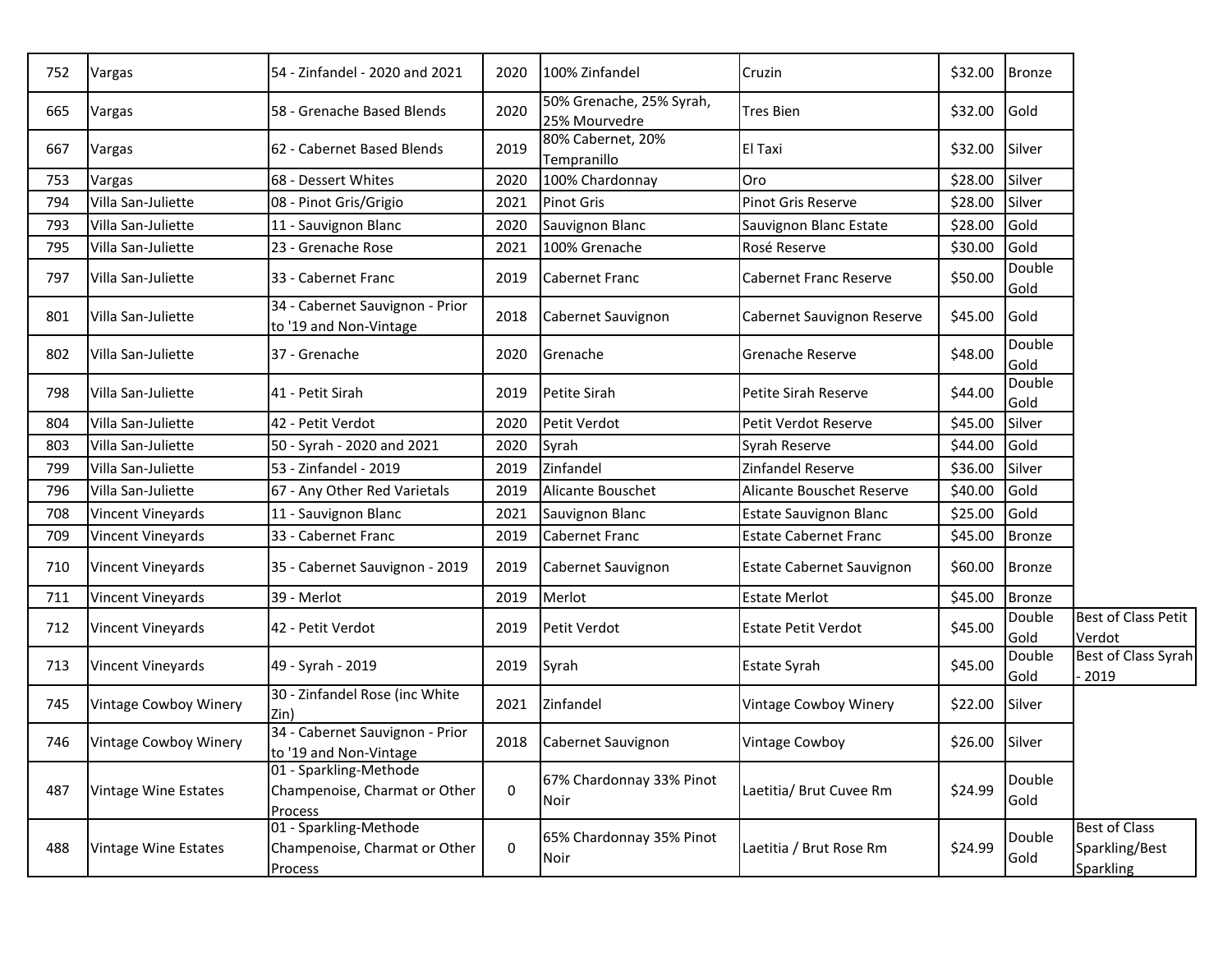| | | | | | | | | |
|---|---|---|---|---|---|---|---|---|
| 752 | Vargas | 54 - Zinfandel - 2020 and 2021 | 2020 | 100% Zinfandel | Cruzin | $32.00 | Bronze | |
| 665 | Vargas | 58 - Grenache Based Blends | 2020 | 50% Grenache, 25% Syrah, 25% Mourvedre | Tres Bien | $32.00 | Gold | |
| 667 | Vargas | 62 - Cabernet Based Blends | 2019 | 80% Cabernet, 20% Tempranillo | El Taxi | $32.00 | Silver | |
| 753 | Vargas | 68 - Dessert Whites | 2020 | 100% Chardonnay | Oro | $28.00 | Silver | |
| 794 | Villa San-Juliette | 08 - Pinot Gris/Grigio | 2021 | Pinot Gris | Pinot Gris Reserve | $28.00 | Silver | |
| 793 | Villa San-Juliette | 11 - Sauvignon Blanc | 2020 | Sauvignon Blanc | Sauvignon Blanc Estate | $28.00 | Gold | |
| 795 | Villa San-Juliette | 23 - Grenache Rose | 2021 | 100% Grenache | Rosé Reserve | $30.00 | Gold | |
| 797 | Villa San-Juliette | 33 - Cabernet Franc | 2019 | Cabernet Franc | Cabernet Franc Reserve | $50.00 | Double Gold | |
| 801 | Villa San-Juliette | 34 - Cabernet Sauvignon - Prior to '19 and Non-Vintage | 2018 | Cabernet Sauvignon | Cabernet Sauvignon Reserve | $45.00 | Gold | |
| 802 | Villa San-Juliette | 37 - Grenache | 2020 | Grenache | Grenache Reserve | $48.00 | Double Gold | |
| 798 | Villa San-Juliette | 41 - Petit Sirah | 2019 | Petite Sirah | Petite Sirah Reserve | $44.00 | Double Gold | |
| 804 | Villa San-Juliette | 42 - Petit Verdot | 2020 | Petit Verdot | Petit Verdot Reserve | $45.00 | Silver | |
| 803 | Villa San-Juliette | 50 - Syrah - 2020 and 2021 | 2020 | Syrah | Syrah Reserve | $44.00 | Gold | |
| 799 | Villa San-Juliette | 53 - Zinfandel - 2019 | 2019 | Zinfandel | Zinfandel Reserve | $36.00 | Silver | |
| 796 | Villa San-Juliette | 67 - Any Other Red Varietals | 2019 | Alicante Bouschet | Alicante Bouschet Reserve | $40.00 | Gold | |
| 708 | Vincent Vineyards | 11 - Sauvignon Blanc | 2021 | Sauvignon Blanc | Estate Sauvignon Blanc | $25.00 | Gold | |
| 709 | Vincent Vineyards | 33 - Cabernet Franc | 2019 | Cabernet Franc | Estate Cabernet Franc | $45.00 | Bronze | |
| 710 | Vincent Vineyards | 35 - Cabernet Sauvignon - 2019 | 2019 | Cabernet Sauvignon | Estate Cabernet Sauvignon | $60.00 | Bronze | |
| 711 | Vincent Vineyards | 39 - Merlot | 2019 | Merlot | Estate Merlot | $45.00 | Bronze | |
| 712 | Vincent Vineyards | 42 - Petit Verdot | 2019 | Petit Verdot | Estate Petit Verdot | $45.00 | Double Gold | Best of Class Petit Verdot |
| 713 | Vincent Vineyards | 49 - Syrah - 2019 | 2019 | Syrah | Estate Syrah | $45.00 | Double Gold | Best of Class Syrah - 2019 |
| 745 | Vintage Cowboy Winery | 30 - Zinfandel Rose (inc White Zin) | 2021 | Zinfandel | Vintage Cowboy Winery | $22.00 | Silver | |
| 746 | Vintage Cowboy Winery | 34 - Cabernet Sauvignon - Prior to '19 and Non-Vintage | 2018 | Cabernet Sauvignon | Vintage Cowboy | $26.00 | Silver | |
| 487 | Vintage Wine Estates | 01 - Sparkling-Methode Champenoise, Charmat or Other Process | 0 | 67% Chardonnay 33% Pinot Noir | Laetitia/ Brut Cuvee Rm | $24.99 | Double Gold | |
| 488 | Vintage Wine Estates | 01 - Sparkling-Methode Champenoise, Charmat or Other Process | 0 | 65% Chardonnay 35% Pinot Noir | Laetitia / Brut Rose Rm | $24.99 | Double Gold | Best of Class Sparkling/Best Sparkling |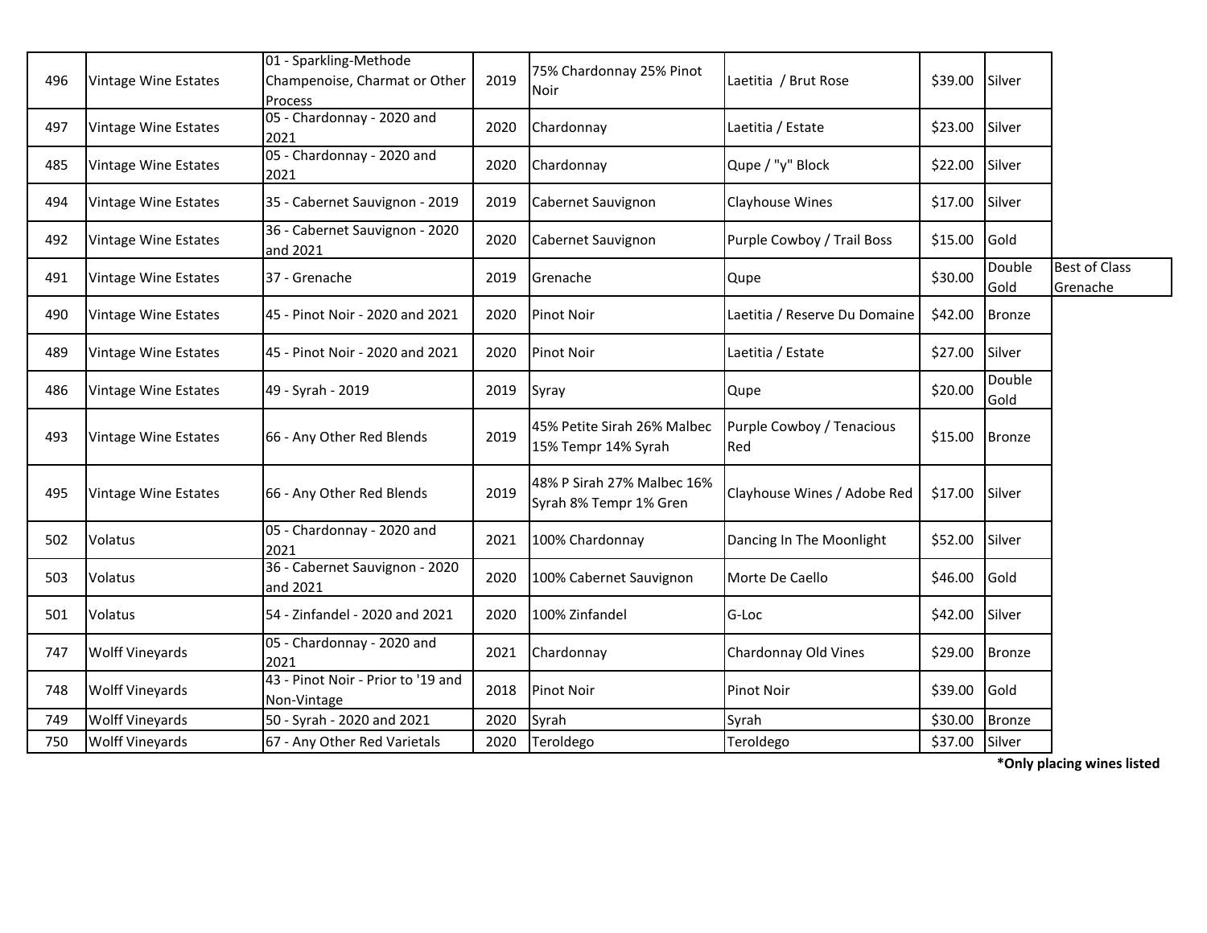| | | | | | | | | |
|---|---|---|---|---|---|---|---|---|
| 496 | Vintage Wine Estates | 01 - Sparkling-Methode Champenoise, Charmat or Other Process | 2019 | 75% Chardonnay 25% Pinot Noir | Laetitia / Brut Rose | $39.00 | Silver | |
| 497 | Vintage Wine Estates | 05 - Chardonnay - 2020 and 2021 | 2020 | Chardonnay | Laetitia / Estate | $23.00 | Silver | |
| 485 | Vintage Wine Estates | 05 - Chardonnay - 2020 and 2021 | 2020 | Chardonnay | Qupe / "y" Block | $22.00 | Silver | |
| 494 | Vintage Wine Estates | 35 - Cabernet Sauvignon - 2019 | 2019 | Cabernet Sauvignon | Clayhouse Wines | $17.00 | Silver | |
| 492 | Vintage Wine Estates | 36 - Cabernet Sauvignon - 2020 and 2021 | 2020 | Cabernet Sauvignon | Purple Cowboy / Trail Boss | $15.00 | Gold | |
| 491 | Vintage Wine Estates | 37 - Grenache | 2019 | Grenache | Qupe | $30.00 | Double Gold | Best of Class Grenache |
| 490 | Vintage Wine Estates | 45 - Pinot Noir - 2020 and 2021 | 2020 | Pinot Noir | Laetitia / Reserve Du Domaine | $42.00 | Bronze | |
| 489 | Vintage Wine Estates | 45 - Pinot Noir - 2020 and 2021 | 2020 | Pinot Noir | Laetitia / Estate | $27.00 | Silver | |
| 486 | Vintage Wine Estates | 49 - Syrah - 2019 | 2019 | Syray | Qupe | $20.00 | Double Gold | |
| 493 | Vintage Wine Estates | 66 - Any Other Red Blends | 2019 | 45% Petite Sirah 26% Malbec 15% Tempr 14% Syrah | Purple Cowboy / Tenacious Red | $15.00 | Bronze | |
| 495 | Vintage Wine Estates | 66 - Any Other Red Blends | 2019 | 48% P Sirah 27% Malbec 16% Syrah 8% Tempr 1% Gren | Clayhouse Wines / Adobe Red | $17.00 | Silver | |
| 502 | Volatus | 05 - Chardonnay - 2020 and 2021 | 2021 | 100% Chardonnay | Dancing In The Moonlight | $52.00 | Silver | |
| 503 | Volatus | 36 - Cabernet Sauvignon - 2020 and 2021 | 2020 | 100% Cabernet Sauvignon | Morte De Caello | $46.00 | Gold | |
| 501 | Volatus | 54 - Zinfandel - 2020 and 2021 | 2020 | 100% Zinfandel | G-Loc | $42.00 | Silver | |
| 747 | Wolff Vineyards | 05 - Chardonnay - 2020 and 2021 | 2021 | Chardonnay | Chardonnay Old Vines | $29.00 | Bronze | |
| 748 | Wolff Vineyards | 43 - Pinot Noir - Prior to '19 and Non-Vintage | 2018 | Pinot Noir | Pinot Noir | $39.00 | Gold | |
| 749 | Wolff Vineyards | 50 - Syrah - 2020 and 2021 | 2020 | Syrah | Syrah | $30.00 | Bronze | |
| 750 | Wolff Vineyards | 67 - Any Other Red Varietals | 2020 | Teroldego | Teroldego | $37.00 | Silver | |

***Only placing wines listed**